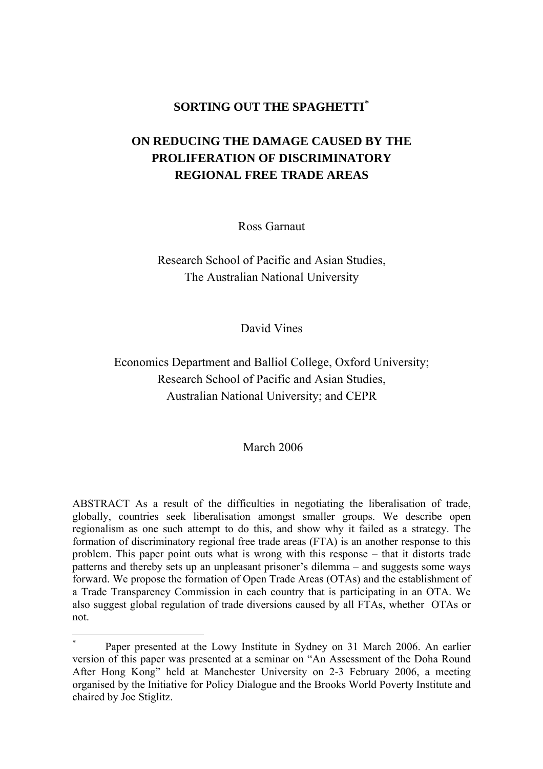# SORTING OUT THE SPAGHETTI[*]

## ON REDUCING THE DAMAGE CAUSED BY THE PROLIFERATION OF DISCRIMINATORY REGIONAL FREE TRADE AREAS

Ross Garnaut

Research School of Pacific and Asian Studies,
The Australian National University

David Vines

Economics Department and Balliol College, Oxford University;
Research School of Pacific and Asian Studies,
Australian National University; and CEPR

March 2006

ABSTRACT As a result of the difficulties in negotiating the liberalisation of trade, globally, countries seek liberalisation amongst smaller groups. We describe open regionalism as one such attempt to do this, and show why it failed as a strategy. The formation of discriminatory regional free trade areas (FTA) is an another response to this problem. This paper point outs what is wrong with this response – that it distorts trade patterns and thereby sets up an unpleasant prisoner's dilemma – and suggests some ways forward. We propose the formation of Open Trade Areas (OTAs) and the establishment of a Trade Transparency Commission in each country that is participating in an OTA. We also suggest global regulation of trade diversions caused by all FTAs, whether OTAs or not.

---

[*] Paper presented at the Lowy Institute in Sydney on 31 March 2006. An earlier version of this paper was presented at a seminar on "An Assessment of the Doha Round After Hong Kong" held at Manchester University on 2-3 February 2006, a meeting organised by the Initiative for Policy Dialogue and the Brooks World Poverty Institute and chaired by Joe Stiglitz.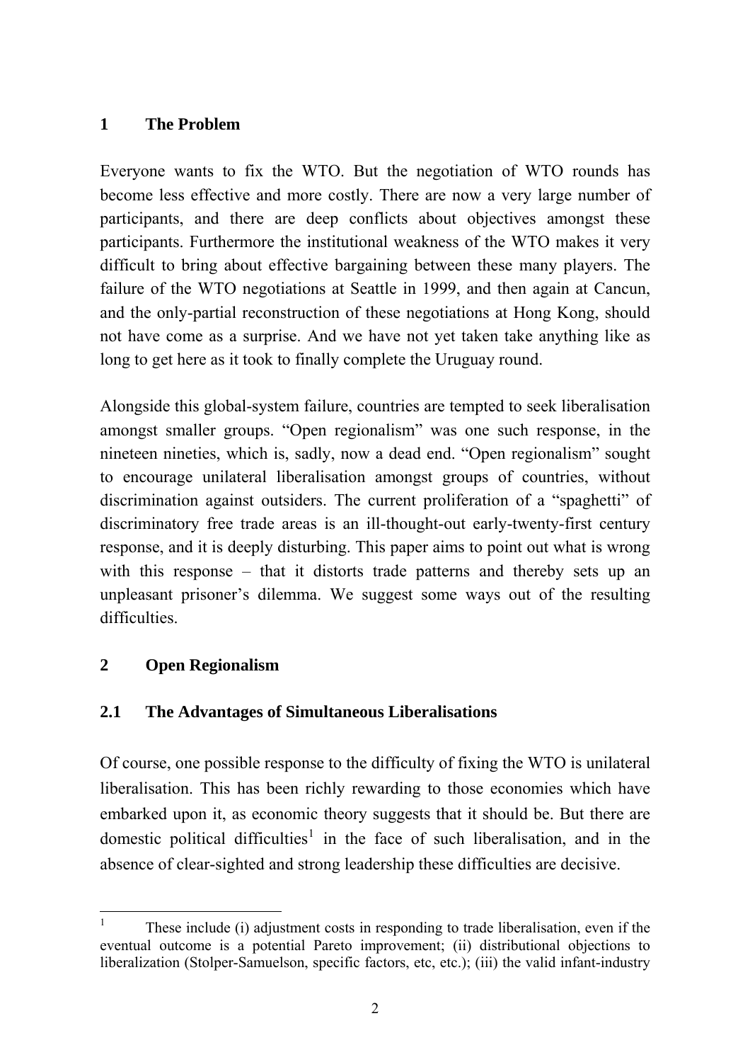## 1 The Problem

Everyone wants to fix the WTO. But the negotiation of WTO rounds has become less effective and more costly. There are now a very large number of participants, and there are deep conflicts about objectives amongst these participants. Furthermore the institutional weakness of the WTO makes it very difficult to bring about effective bargaining between these many players. The failure of the WTO negotiations at Seattle in 1999, and then again at Cancun, and the only-partial reconstruction of these negotiations at Hong Kong, should not have come as a surprise. And we have not yet taken take anything like as long to get here as it took to finally complete the Uruguay round.

Alongside this global-system failure, countries are tempted to seek liberalisation amongst smaller groups. "Open regionalism" was one such response, in the nineteen nineties, which is, sadly, now a dead end. "Open regionalism" sought to encourage unilateral liberalisation amongst groups of countries, without discrimination against outsiders. The current proliferation of a "spaghetti" of discriminatory free trade areas is an ill-thought-out early-twenty-first century response, and it is deeply disturbing. This paper aims to point out what is wrong with this response – that it distorts trade patterns and thereby sets up an unpleasant prisoner's dilemma. We suggest some ways out of the resulting difficulties.

## 2 Open Regionalism

### 2.1 The Advantages of Simultaneous Liberalisations

Of course, one possible response to the difficulty of fixing the WTO is unilateral liberalisation. This has been richly rewarding to those economies which have embarked upon it, as economic theory suggests that it should be. But there are domestic political difficulties[1] in the face of such liberalisation, and in the absence of clear-sighted and strong leadership these difficulties are decisive.

[1] These include (i) adjustment costs in responding to trade liberalisation, even if the eventual outcome is a potential Pareto improvement; (ii) distributional objections to liberalization (Stolper-Samuelson, specific factors, etc, etc.); (iii) the valid infant-industry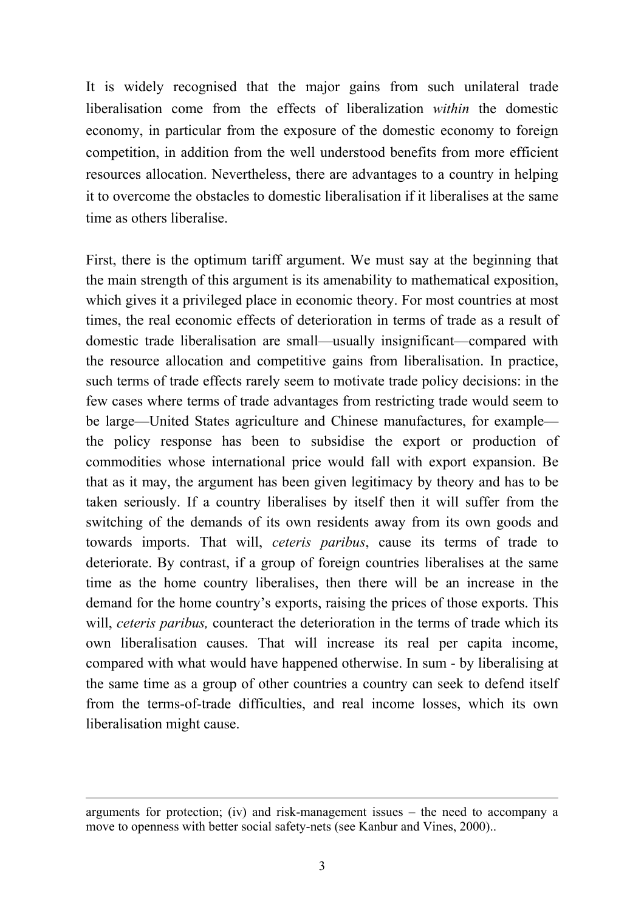It is widely recognised that the major gains from such unilateral trade liberalisation come from the effects of liberalization *within* the domestic economy, in particular from the exposure of the domestic economy to foreign competition, in addition from the well understood benefits from more efficient resources allocation. Nevertheless, there are advantages to a country in helping it to overcome the obstacles to domestic liberalisation if it liberalises at the same time as others liberalise.

First, there is the optimum tariff argument. We must say at the beginning that the main strength of this argument is its amenability to mathematical exposition, which gives it a privileged place in economic theory. For most countries at most times, the real economic effects of deterioration in terms of trade as a result of domestic trade liberalisation are small—usually insignificant—compared with the resource allocation and competitive gains from liberalisation. In practice, such terms of trade effects rarely seem to motivate trade policy decisions: in the few cases where terms of trade advantages from restricting trade would seem to be large—United States agriculture and Chinese manufactures, for example—the policy response has been to subsidise the export or production of commodities whose international price would fall with export expansion. Be that as it may, the argument has been given legitimacy by theory and has to be taken seriously. If a country liberalises by itself then it will suffer from the switching of the demands of its own residents away from its own goods and towards imports. That will, *ceteris paribus*, cause its terms of trade to deteriorate. By contrast, if a group of foreign countries liberalises at the same time as the home country liberalises, then there will be an increase in the demand for the home country's exports, raising the prices of those exports. This will, *ceteris paribus,* counteract the deterioration in the terms of trade which its own liberalisation causes. That will increase its real per capita income, compared with what would have happened otherwise. In sum - by liberalising at the same time as a group of other countries a country can seek to defend itself from the terms-of-trade difficulties, and real income losses, which its own liberalisation might cause.

---

arguments for protection; (iv) and risk-management issues – the need to accompany a move to openness with better social safety-nets (see Kanbur and Vines, 2000)..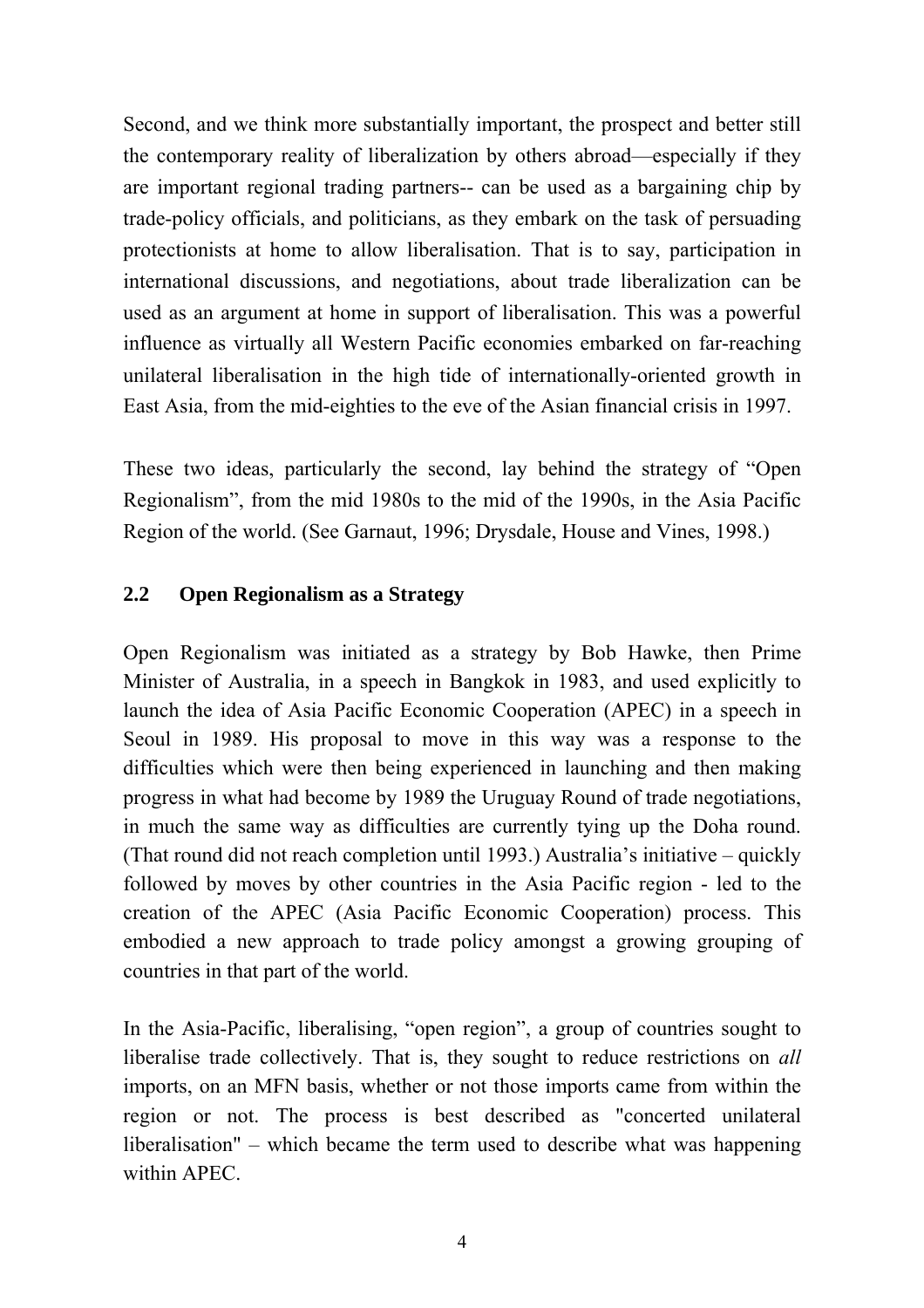Second, and we think more substantially important, the prospect and better still the contemporary reality of liberalization by others abroad—especially if they are important regional trading partners-- can be used as a bargaining chip by trade-policy officials, and politicians, as they embark on the task of persuading protectionists at home to allow liberalisation. That is to say, participation in international discussions, and negotiations, about trade liberalization can be used as an argument at home in support of liberalisation. This was a powerful influence as virtually all Western Pacific economies embarked on far-reaching unilateral liberalisation in the high tide of internationally-oriented growth in East Asia, from the mid-eighties to the eve of the Asian financial crisis in 1997.

These two ideas, particularly the second, lay behind the strategy of "Open Regionalism", from the mid 1980s to the mid of the 1990s, in the Asia Pacific Region of the world. (See Garnaut, 1996; Drysdale, House and Vines, 1998.)

### 2.2 Open Regionalism as a Strategy

Open Regionalism was initiated as a strategy by Bob Hawke, then Prime Minister of Australia, in a speech in Bangkok in 1983, and used explicitly to launch the idea of Asia Pacific Economic Cooperation (APEC) in a speech in Seoul in 1989. His proposal to move in this way was a response to the difficulties which were then being experienced in launching and then making progress in what had become by 1989 the Uruguay Round of trade negotiations, in much the same way as difficulties are currently tying up the Doha round. (That round did not reach completion until 1993.) Australia's initiative – quickly followed by moves by other countries in the Asia Pacific region - led to the creation of the APEC (Asia Pacific Economic Cooperation) process. This embodied a new approach to trade policy amongst a growing grouping of countries in that part of the world.

In the Asia-Pacific, liberalising, "open region", a group of countries sought to liberalise trade collectively. That is, they sought to reduce restrictions on *all* imports, on an MFN basis, whether or not those imports came from within the region or not. The process is best described as "concerted unilateral liberalisation" – which became the term used to describe what was happening within APEC.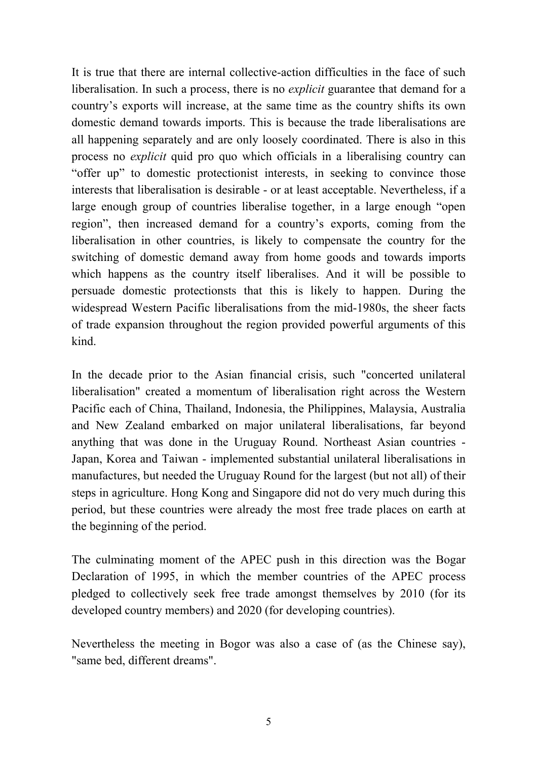It is true that there are internal collective-action difficulties in the face of such liberalisation. In such a process, there is no *explicit* guarantee that demand for a country's exports will increase, at the same time as the country shifts its own domestic demand towards imports. This is because the trade liberalisations are all happening separately and are only loosely coordinated. There is also in this process no *explicit* quid pro quo which officials in a liberalising country can "offer up" to domestic protectionist interests, in seeking to convince those interests that liberalisation is desirable - or at least acceptable. Nevertheless, if a large enough group of countries liberalise together, in a large enough "open region", then increased demand for a country's exports, coming from the liberalisation in other countries, is likely to compensate the country for the switching of domestic demand away from home goods and towards imports which happens as the country itself liberalises. And it will be possible to persuade domestic protectionsts that this is likely to happen. During the widespread Western Pacific liberalisations from the mid-1980s, the sheer facts of trade expansion throughout the region provided powerful arguments of this kind.

In the decade prior to the Asian financial crisis, such "concerted unilateral liberalisation" created a momentum of liberalisation right across the Western Pacific each of China, Thailand, Indonesia, the Philippines, Malaysia, Australia and New Zealand embarked on major unilateral liberalisations, far beyond anything that was done in the Uruguay Round. Northeast Asian countries - Japan, Korea and Taiwan - implemented substantial unilateral liberalisations in manufactures, but needed the Uruguay Round for the largest (but not all) of their steps in agriculture. Hong Kong and Singapore did not do very much during this period, but these countries were already the most free trade places on earth at the beginning of the period.

The culminating moment of the APEC push in this direction was the Bogar Declaration of 1995, in which the member countries of the APEC process pledged to collectively seek free trade amongst themselves by 2010 (for its developed country members) and 2020 (for developing countries).

Nevertheless the meeting in Bogor was also a case of (as the Chinese say), "same bed, different dreams".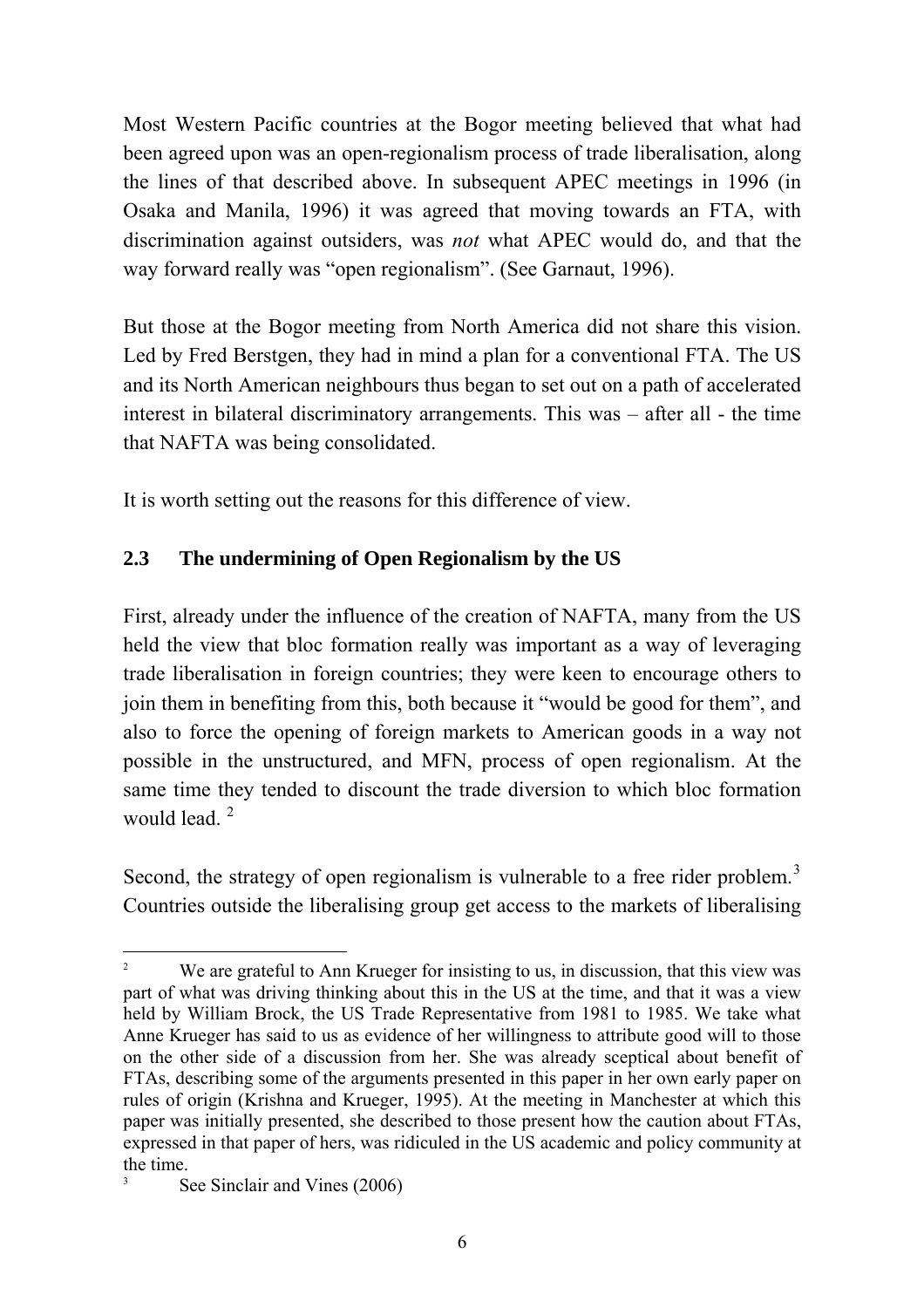Most Western Pacific countries at the Bogor meeting believed that what had been agreed upon was an open-regionalism process of trade liberalisation, along the lines of that described above. In subsequent APEC meetings in 1996 (in Osaka and Manila, 1996) it was agreed that moving towards an FTA, with discrimination against outsiders, was *not* what APEC would do, and that the way forward really was "open regionalism". (See Garnaut, 1996).

But those at the Bogor meeting from North America did not share this vision. Led by Fred Berstgen, they had in mind a plan for a conventional FTA. The US and its North American neighbours thus began to set out on a path of accelerated interest in bilateral discriminatory arrangements. This was – after all - the time that NAFTA was being consolidated.

It is worth setting out the reasons for this difference of view.

### 2.3 The undermining of Open Regionalism by the US

First, already under the influence of the creation of NAFTA, many from the US held the view that bloc formation really was important as a way of leveraging trade liberalisation in foreign countries; they were keen to encourage others to join them in benefiting from this, both because it "would be good for them", and also to force the opening of foreign markets to American goods in a way not possible in the unstructured, and MFN, process of open regionalism. At the same time they tended to discount the trade diversion to which bloc formation would lead. [2]

Second, the strategy of open regionalism is vulnerable to a free rider problem.[3] Countries outside the liberalising group get access to the markets of liberalising

---

[2] We are grateful to Ann Krueger for insisting to us, in discussion, that this view was part of what was driving thinking about this in the US at the time, and that it was a view held by William Brock, the US Trade Representative from 1981 to 1985. We take what Anne Krueger has said to us as evidence of her willingness to attribute good will to those on the other side of a discussion from her. She was already sceptical about benefit of FTAs, describing some of the arguments presented in this paper in her own early paper on rules of origin (Krishna and Krueger, 1995). At the meeting in Manchester at which this paper was initially presented, she described to those present how the caution about FTAs, expressed in that paper of hers, was ridiculed in the US academic and policy community at the time.

[3] See Sinclair and Vines (2006)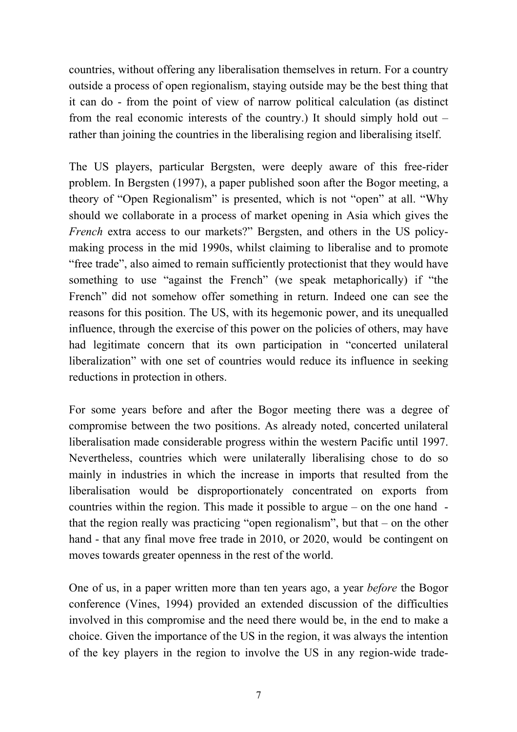countries, without offering any liberalisation themselves in return. For a country outside a process of open regionalism, staying outside may be the best thing that it can do - from the point of view of narrow political calculation (as distinct from the real economic interests of the country.) It should simply hold out – rather than joining the countries in the liberalising region and liberalising itself.

The US players, particular Bergsten, were deeply aware of this free-rider problem. In Bergsten (1997), a paper published soon after the Bogor meeting, a theory of "Open Regionalism" is presented, which is not "open" at all. "Why should we collaborate in a process of market opening in Asia which gives the *French* extra access to our markets?" Bergsten, and others in the US policy-making process in the mid 1990s, whilst claiming to liberalise and to promote "free trade", also aimed to remain sufficiently protectionist that they would have something to use "against the French" (we speak metaphorically) if "the French" did not somehow offer something in return. Indeed one can see the reasons for this position. The US, with its hegemonic power, and its unequalled influence, through the exercise of this power on the policies of others, may have had legitimate concern that its own participation in "concerted unilateral liberalization" with one set of countries would reduce its influence in seeking reductions in protection in others.

For some years before and after the Bogor meeting there was a degree of compromise between the two positions. As already noted, concerted unilateral liberalisation made considerable progress within the western Pacific until 1997. Nevertheless, countries which were unilaterally liberalising chose to do so mainly in industries in which the increase in imports that resulted from the liberalisation would be disproportionately concentrated on exports from countries within the region. This made it possible to argue – on the one hand - that the region really was practicing "open regionalism", but that – on the other hand - that any final move free trade in 2010, or 2020, would be contingent on moves towards greater openness in the rest of the world.

One of us, in a paper written more than ten years ago, a year *before* the Bogor conference (Vines, 1994) provided an extended discussion of the difficulties involved in this compromise and the need there would be, in the end to make a choice. Given the importance of the US in the region, it was always the intention of the key players in the region to involve the US in any region-wide trade-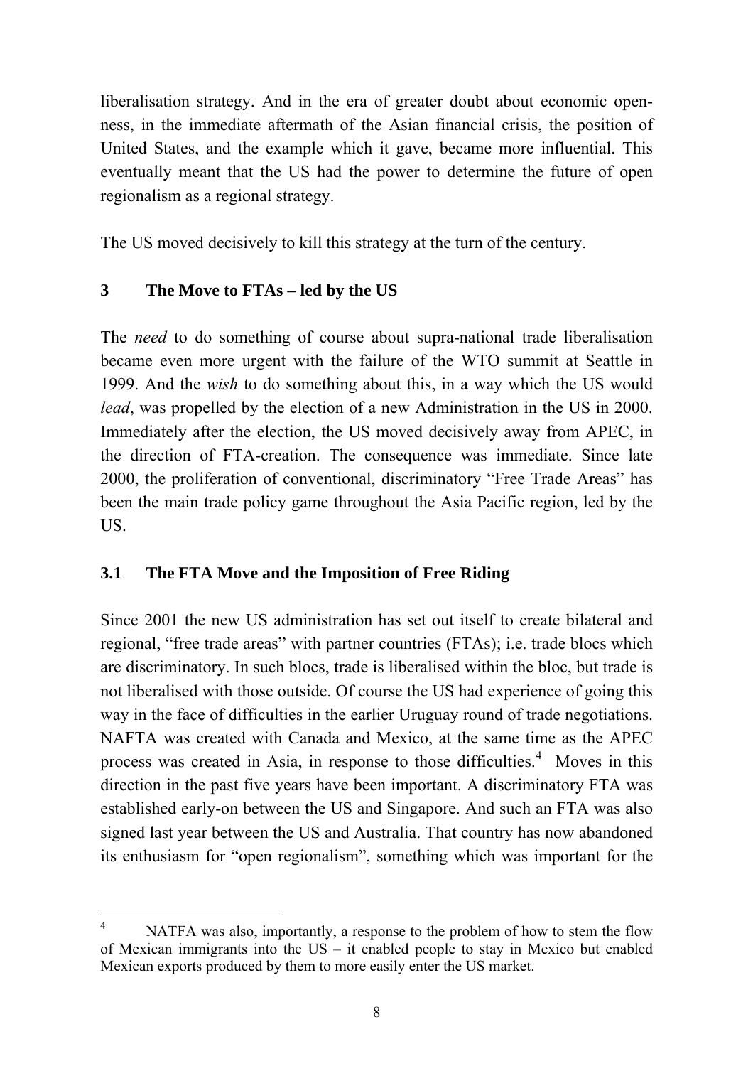liberalisation strategy. And in the era of greater doubt about economic openness, in the immediate aftermath of the Asian financial crisis, the position of United States, and the example which it gave, became more influential. This eventually meant that the US had the power to determine the future of open regionalism as a regional strategy.

The US moved decisively to kill this strategy at the turn of the century.

## 3 The Move to FTAs – led by the US

The *need* to do something of course about supra-national trade liberalisation became even more urgent with the failure of the WTO summit at Seattle in 1999. And the *wish* to do something about this, in a way which the US would *lead*, was propelled by the election of a new Administration in the US in 2000. Immediately after the election, the US moved decisively away from APEC, in the direction of FTA-creation. The consequence was immediate. Since late 2000, the proliferation of conventional, discriminatory "Free Trade Areas" has been the main trade policy game throughout the Asia Pacific region, led by the US.

### 3.1 The FTA Move and the Imposition of Free Riding

Since 2001 the new US administration has set out itself to create bilateral and regional, "free trade areas" with partner countries (FTAs); i.e. trade blocs which are discriminatory. In such blocs, trade is liberalised within the bloc, but trade is not liberalised with those outside. Of course the US had experience of going this way in the face of difficulties in the earlier Uruguay round of trade negotiations. NAFTA was created with Canada and Mexico, at the same time as the APEC process was created in Asia, in response to those difficulties.[4] Moves in this direction in the past five years have been important. A discriminatory FTA was established early-on between the US and Singapore. And such an FTA was also signed last year between the US and Australia. That country has now abandoned its enthusiasm for "open regionalism", something which was important for the

[4] NATFA was also, importantly, a response to the problem of how to stem the flow of Mexican immigrants into the US – it enabled people to stay in Mexico but enabled Mexican exports produced by them to more easily enter the US market.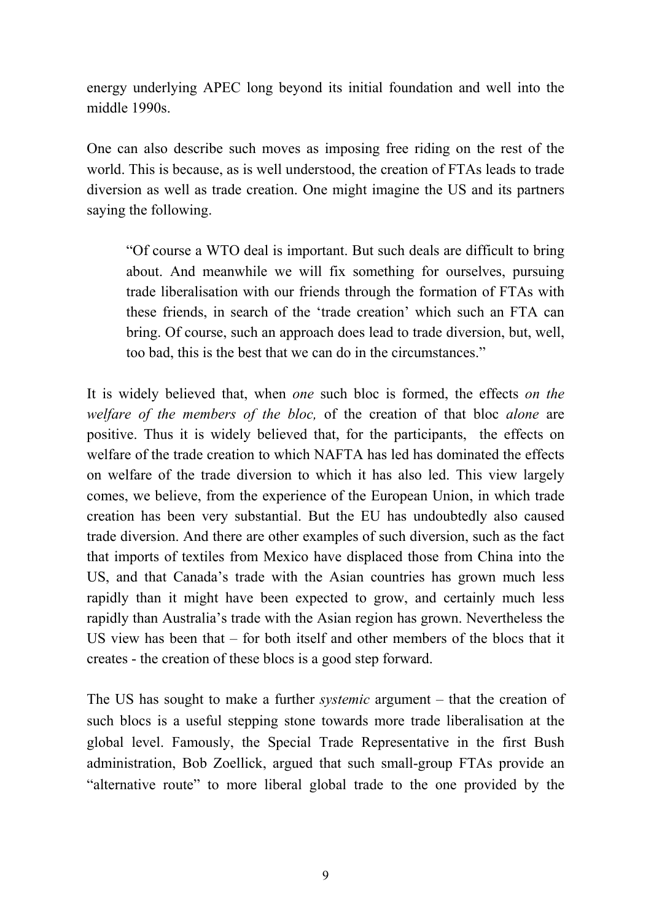energy underlying APEC long beyond its initial foundation and well into the middle 1990s.

One can also describe such moves as imposing free riding on the rest of the world. This is because, as is well understood, the creation of FTAs leads to trade diversion as well as trade creation. One might imagine the US and its partners saying the following.

> "Of course a WTO deal is important. But such deals are difficult to bring about. And meanwhile we will fix something for ourselves, pursuing trade liberalisation with our friends through the formation of FTAs with these friends, in search of the 'trade creation' which such an FTA can bring. Of course, such an approach does lead to trade diversion, but, well, too bad, this is the best that we can do in the circumstances."

It is widely believed that, when *one* such bloc is formed, the effects *on the welfare of the members of the bloc,* of the creation of that bloc *alone* are positive. Thus it is widely believed that, for the participants, the effects on welfare of the trade creation to which NAFTA has led has dominated the effects on welfare of the trade diversion to which it has also led. This view largely comes, we believe, from the experience of the European Union, in which trade creation has been very substantial. But the EU has undoubtedly also caused trade diversion. And there are other examples of such diversion, such as the fact that imports of textiles from Mexico have displaced those from China into the US, and that Canada's trade with the Asian countries has grown much less rapidly than it might have been expected to grow, and certainly much less rapidly than Australia's trade with the Asian region has grown. Nevertheless the US view has been that – for both itself and other members of the blocs that it creates - the creation of these blocs is a good step forward.

The US has sought to make a further *systemic* argument – that the creation of such blocs is a useful stepping stone towards more trade liberalisation at the global level. Famously, the Special Trade Representative in the first Bush administration, Bob Zoellick, argued that such small-group FTAs provide an "alternative route" to more liberal global trade to the one provided by the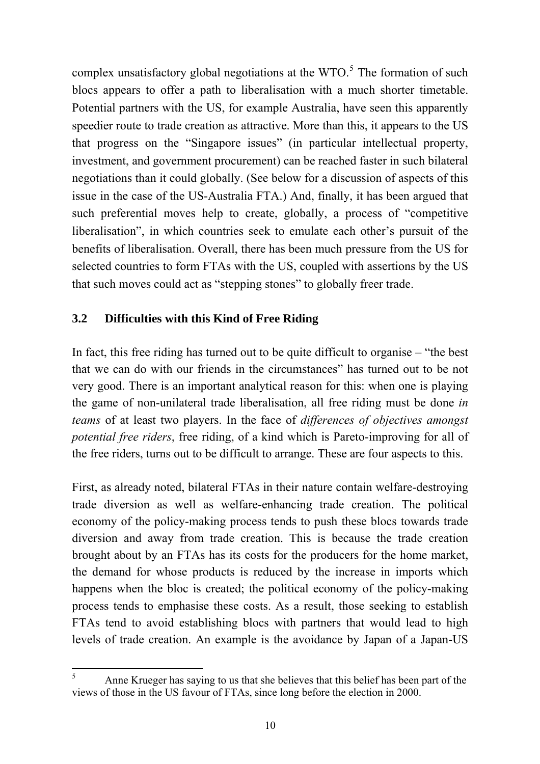complex unsatisfactory global negotiations at the WTO.[5] The formation of such blocs appears to offer a path to liberalisation with a much shorter timetable. Potential partners with the US, for example Australia, have seen this apparently speedier route to trade creation as attractive. More than this, it appears to the US that progress on the "Singapore issues" (in particular intellectual property, investment, and government procurement) can be reached faster in such bilateral negotiations than it could globally. (See below for a discussion of aspects of this issue in the case of the US-Australia FTA.) And, finally, it has been argued that such preferential moves help to create, globally, a process of "competitive liberalisation", in which countries seek to emulate each other's pursuit of the benefits of liberalisation. Overall, there has been much pressure from the US for selected countries to form FTAs with the US, coupled with assertions by the US that such moves could act as "stepping stones" to globally freer trade.

### 3.2 Difficulties with this Kind of Free Riding

In fact, this free riding has turned out to be quite difficult to organise – "the best that we can do with our friends in the circumstances" has turned out to be not very good. There is an important analytical reason for this: when one is playing the game of non-unilateral trade liberalisation, all free riding must be done *in teams* of at least two players. In the face of *differences of objectives amongst potential free riders*, free riding, of a kind which is Pareto-improving for all of the free riders, turns out to be difficult to arrange. These are four aspects to this.

First, as already noted, bilateral FTAs in their nature contain welfare-destroying trade diversion as well as welfare-enhancing trade creation. The political economy of the policy-making process tends to push these blocs towards trade diversion and away from trade creation. This is because the trade creation brought about by an FTAs has its costs for the producers for the home market, the demand for whose products is reduced by the increase in imports which happens when the bloc is created; the political economy of the policy-making process tends to emphasise these costs. As a result, those seeking to establish FTAs tend to avoid establishing blocs with partners that would lead to high levels of trade creation. An example is the avoidance by Japan of a Japan-US

---

[5] Anne Krueger has saying to us that she believes that this belief has been part of the views of those in the US favour of FTAs, since long before the election in 2000.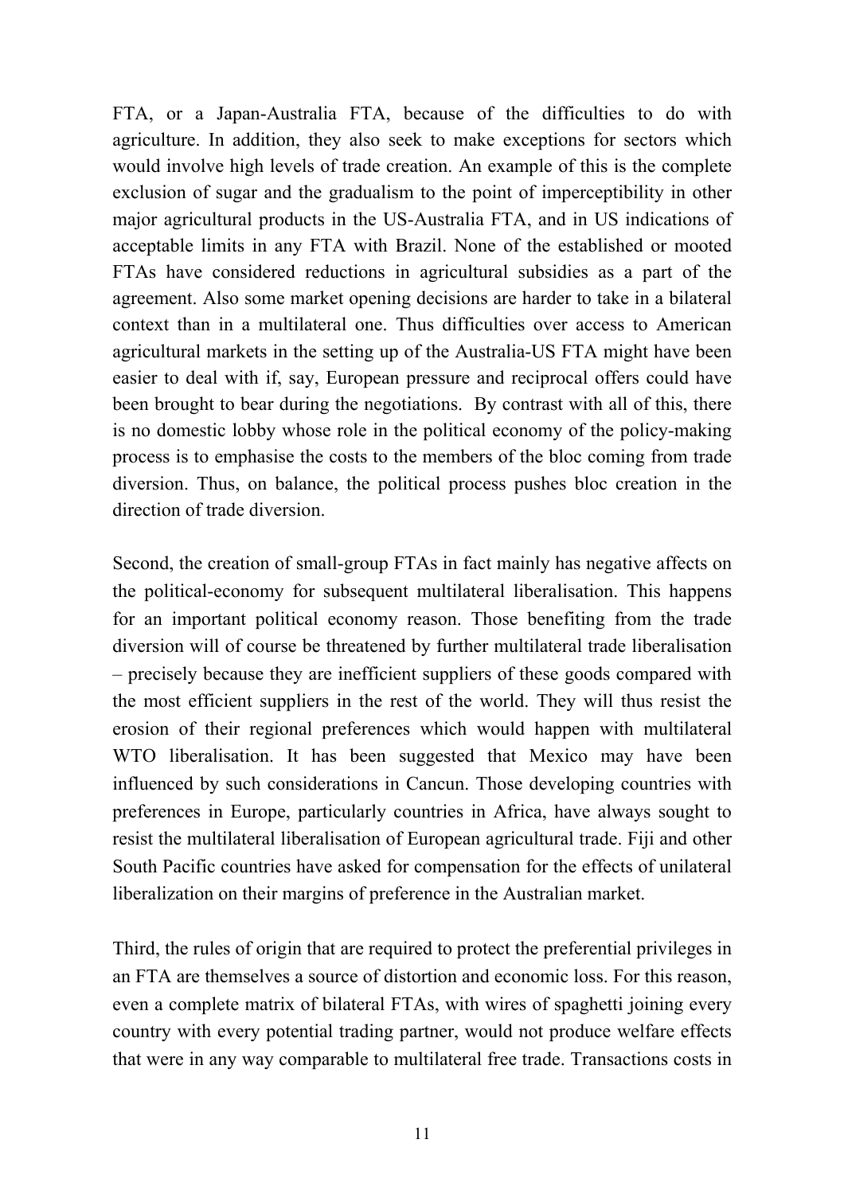FTA, or a Japan-Australia FTA, because of the difficulties to do with agriculture. In addition, they also seek to make exceptions for sectors which would involve high levels of trade creation. An example of this is the complete exclusion of sugar and the gradualism to the point of imperceptibility in other major agricultural products in the US-Australia FTA, and in US indications of acceptable limits in any FTA with Brazil. None of the established or mooted FTAs have considered reductions in agricultural subsidies as a part of the agreement. Also some market opening decisions are harder to take in a bilateral context than in a multilateral one. Thus difficulties over access to American agricultural markets in the setting up of the Australia-US FTA might have been easier to deal with if, say, European pressure and reciprocal offers could have been brought to bear during the negotiations. By contrast with all of this, there is no domestic lobby whose role in the political economy of the policy-making process is to emphasise the costs to the members of the bloc coming from trade diversion. Thus, on balance, the political process pushes bloc creation in the direction of trade diversion.

Second, the creation of small-group FTAs in fact mainly has negative affects on the political-economy for subsequent multilateral liberalisation. This happens for an important political economy reason. Those benefiting from the trade diversion will of course be threatened by further multilateral trade liberalisation – precisely because they are inefficient suppliers of these goods compared with the most efficient suppliers in the rest of the world. They will thus resist the erosion of their regional preferences which would happen with multilateral WTO liberalisation. It has been suggested that Mexico may have been influenced by such considerations in Cancun. Those developing countries with preferences in Europe, particularly countries in Africa, have always sought to resist the multilateral liberalisation of European agricultural trade. Fiji and other South Pacific countries have asked for compensation for the effects of unilateral liberalization on their margins of preference in the Australian market.

Third, the rules of origin that are required to protect the preferential privileges in an FTA are themselves a source of distortion and economic loss. For this reason, even a complete matrix of bilateral FTAs, with wires of spaghetti joining every country with every potential trading partner, would not produce welfare effects that were in any way comparable to multilateral free trade. Transactions costs in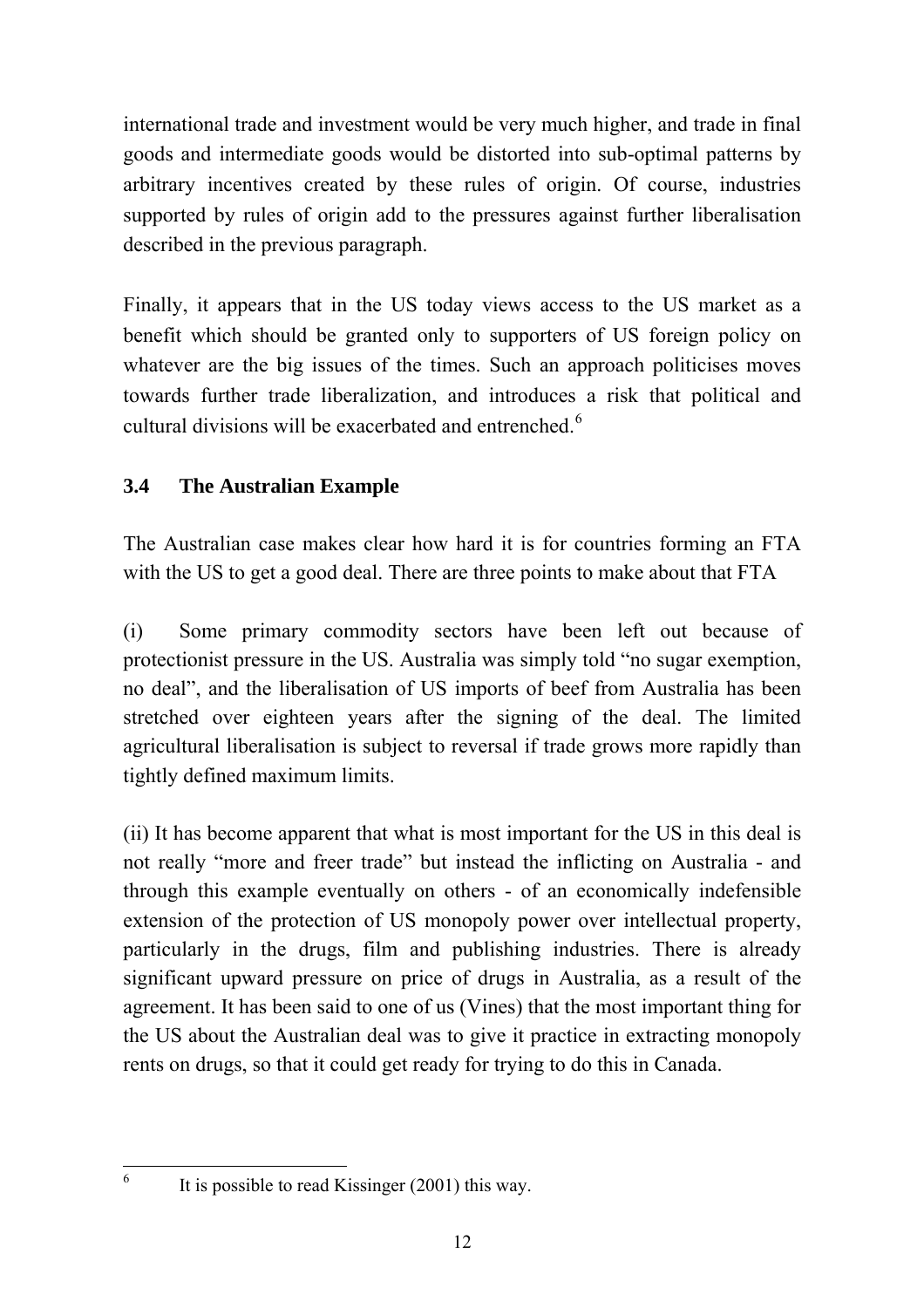international trade and investment would be very much higher, and trade in final goods and intermediate goods would be distorted into sub-optimal patterns by arbitrary incentives created by these rules of origin. Of course, industries supported by rules of origin add to the pressures against further liberalisation described in the previous paragraph.

Finally, it appears that in the US today views access to the US market as a benefit which should be granted only to supporters of US foreign policy on whatever are the big issues of the times. Such an approach politicises moves towards further trade liberalization, and introduces a risk that political and cultural divisions will be exacerbated and entrenched.[6]

### 3.4 The Australian Example

The Australian case makes clear how hard it is for countries forming an FTA with the US to get a good deal. There are three points to make about that FTA

(i) Some primary commodity sectors have been left out because of protectionist pressure in the US. Australia was simply told "no sugar exemption, no deal", and the liberalisation of US imports of beef from Australia has been stretched over eighteen years after the signing of the deal. The limited agricultural liberalisation is subject to reversal if trade grows more rapidly than tightly defined maximum limits.

(ii) It has become apparent that what is most important for the US in this deal is not really "more and freer trade" but instead the inflicting on Australia - and through this example eventually on others - of an economically indefensible extension of the protection of US monopoly power over intellectual property, particularly in the drugs, film and publishing industries. There is already significant upward pressure on price of drugs in Australia, as a result of the agreement. It has been said to one of us (Vines) that the most important thing for the US about the Australian deal was to give it practice in extracting monopoly rents on drugs, so that it could get ready for trying to do this in Canada.

[6] It is possible to read Kissinger (2001) this way.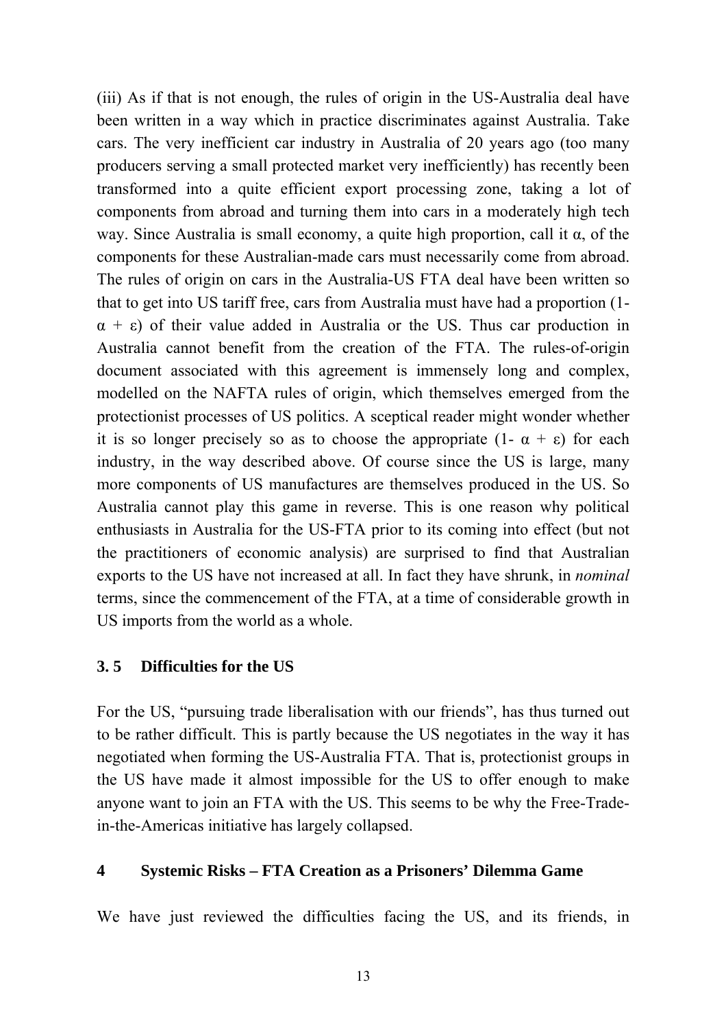(iii) As if that is not enough, the rules of origin in the US-Australia deal have been written in a way which in practice discriminates against Australia. Take cars. The very inefficient car industry in Australia of 20 years ago (too many producers serving a small protected market very inefficiently) has recently been transformed into a quite efficient export processing zone, taking a lot of components from abroad and turning them into cars in a moderately high tech way. Since Australia is small economy, a quite high proportion, call it $\alpha$, of the components for these Australian-made cars must necessarily come from abroad. The rules of origin on cars in the Australia-US FTA deal have been written so that to get into US tariff free, cars from Australia must have had a proportion $(1- \alpha + \varepsilon)$ of their value added in Australia or the US. Thus car production in Australia cannot benefit from the creation of the FTA. The rules-of-origin document associated with this agreement is immensely long and complex, modelled on the NAFTA rules of origin, which themselves emerged from the protectionist processes of US politics. A sceptical reader might wonder whether it is so longer precisely so as to choose the appropriate $(1- \alpha + \varepsilon)$ for each industry, in the way described above. Of course since the US is large, many more components of US manufactures are themselves produced in the US. So Australia cannot play this game in reverse. This is one reason why political enthusiasts in Australia for the US-FTA prior to its coming into effect (but not the practitioners of economic analysis) are surprised to find that Australian exports to the US have not increased at all. In fact they have shrunk, in *nominal* terms, since the commencement of the FTA, at a time of considerable growth in US imports from the world as a whole.

### 3. 5 Difficulties for the US

For the US, "pursuing trade liberalisation with our friends", has thus turned out to be rather difficult. This is partly because the US negotiates in the way it has negotiated when forming the US-Australia FTA. That is, protectionist groups in the US have made it almost impossible for the US to offer enough to make anyone want to join an FTA with the US. This seems to be why the Free-Trade-in-the-Americas initiative has largely collapsed.

## 4 Systemic Risks – FTA Creation as a Prisoners' Dilemma Game

We have just reviewed the difficulties facing the US, and its friends, in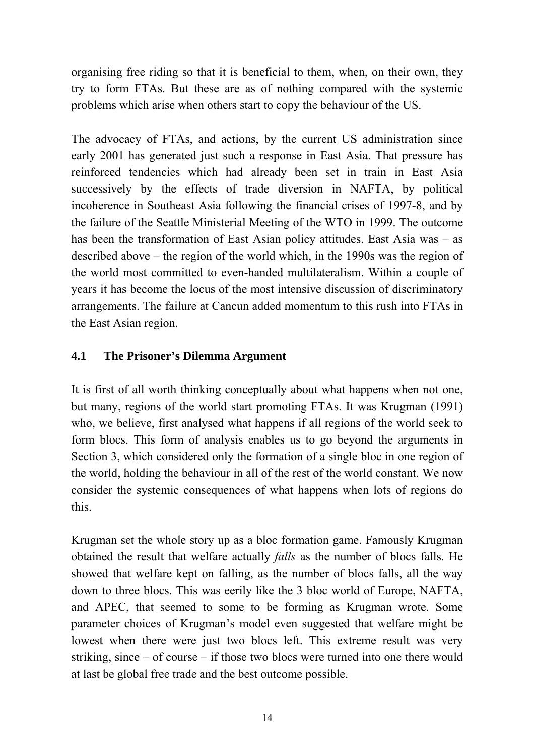organising free riding so that it is beneficial to them, when, on their own, they try to form FTAs. But these are as of nothing compared with the systemic problems which arise when others start to copy the behaviour of the US.

The advocacy of FTAs, and actions, by the current US administration since early 2001 has generated just such a response in East Asia. That pressure has reinforced tendencies which had already been set in train in East Asia successively by the effects of trade diversion in NAFTA, by political incoherence in Southeast Asia following the financial crises of 1997-8, and by the failure of the Seattle Ministerial Meeting of the WTO in 1999. The outcome has been the transformation of East Asian policy attitudes. East Asia was – as described above – the region of the world which, in the 1990s was the region of the world most committed to even-handed multilateralism. Within a couple of years it has become the locus of the most intensive discussion of discriminatory arrangements. The failure at Cancun added momentum to this rush into FTAs in the East Asian region.

### 4.1 The Prisoner's Dilemma Argument

It is first of all worth thinking conceptually about what happens when not one, but many, regions of the world start promoting FTAs. It was Krugman (1991) who, we believe, first analysed what happens if all regions of the world seek to form blocs. This form of analysis enables us to go beyond the arguments in Section 3, which considered only the formation of a single bloc in one region of the world, holding the behaviour in all of the rest of the world constant. We now consider the systemic consequences of what happens when lots of regions do this.

Krugman set the whole story up as a bloc formation game. Famously Krugman obtained the result that welfare actually *falls* as the number of blocs falls. He showed that welfare kept on falling, as the number of blocs falls, all the way down to three blocs. This was eerily like the 3 bloc world of Europe, NAFTA, and APEC, that seemed to some to be forming as Krugman wrote. Some parameter choices of Krugman's model even suggested that welfare might be lowest when there were just two blocs left. This extreme result was very striking, since – of course – if those two blocs were turned into one there would at last be global free trade and the best outcome possible.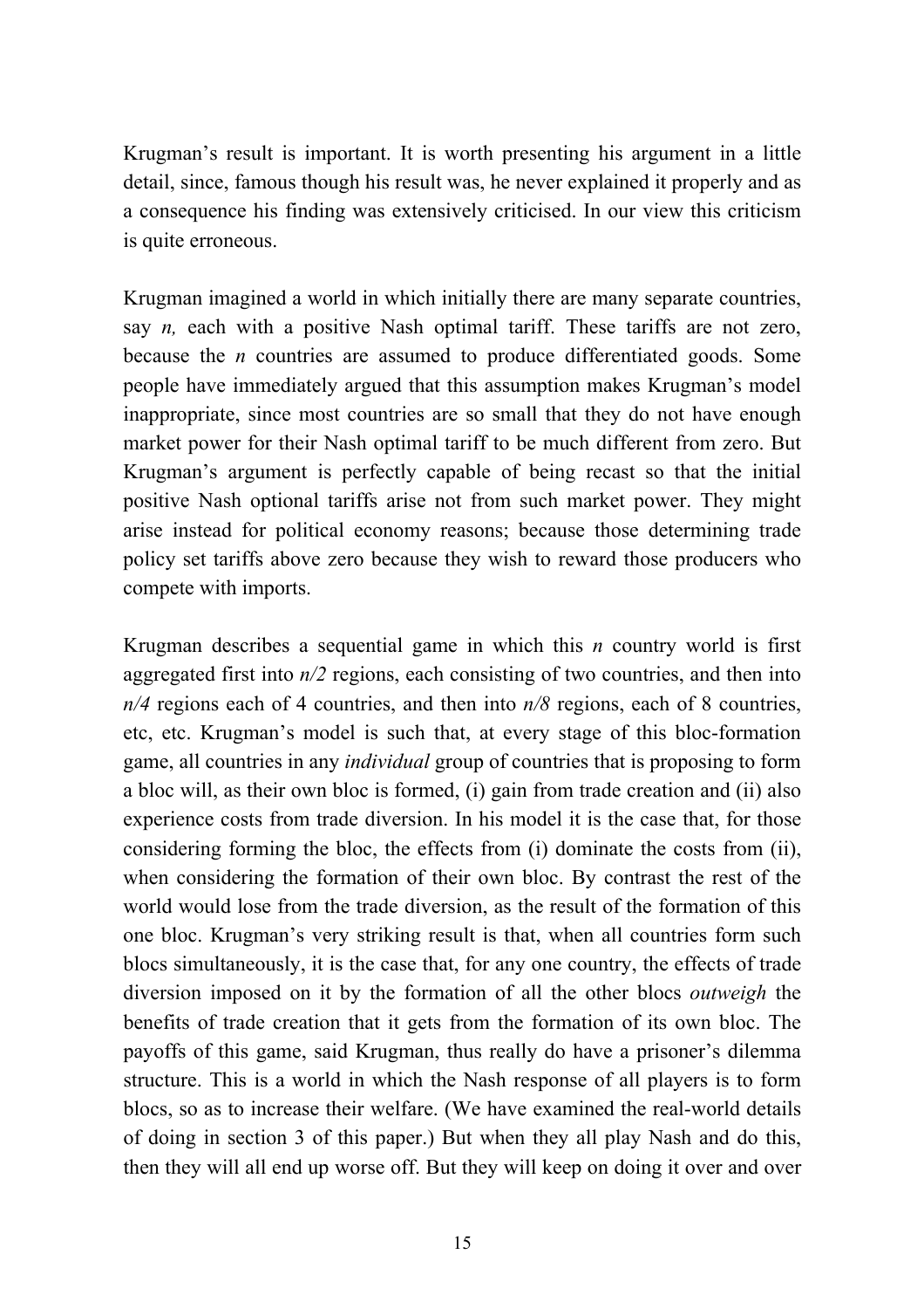Krugman's result is important. It is worth presenting his argument in a little detail, since, famous though his result was, he never explained it properly and as a consequence his finding was extensively criticised. In our view this criticism is quite erroneous.

Krugman imagined a world in which initially there are many separate countries, say *n,* each with a positive Nash optimal tariff. These tariffs are not zero, because the *n* countries are assumed to produce differentiated goods. Some people have immediately argued that this assumption makes Krugman's model inappropriate, since most countries are so small that they do not have enough market power for their Nash optimal tariff to be much different from zero. But Krugman's argument is perfectly capable of being recast so that the initial positive Nash optional tariffs arise not from such market power. They might arise instead for political economy reasons; because those determining trade policy set tariffs above zero because they wish to reward those producers who compete with imports.

Krugman describes a sequential game in which this *n* country world is first aggregated first into *n/2* regions, each consisting of two countries, and then into *n/4* regions each of 4 countries, and then into *n/8* regions, each of 8 countries, etc, etc. Krugman's model is such that, at every stage of this bloc-formation game, all countries in any *individual* group of countries that is proposing to form a bloc will, as their own bloc is formed, (i) gain from trade creation and (ii) also experience costs from trade diversion. In his model it is the case that, for those considering forming the bloc, the effects from (i) dominate the costs from (ii), when considering the formation of their own bloc. By contrast the rest of the world would lose from the trade diversion, as the result of the formation of this one bloc. Krugman's very striking result is that, when all countries form such blocs simultaneously, it is the case that, for any one country, the effects of trade diversion imposed on it by the formation of all the other blocs *outweigh* the benefits of trade creation that it gets from the formation of its own bloc. The payoffs of this game, said Krugman, thus really do have a prisoner's dilemma structure. This is a world in which the Nash response of all players is to form blocs, so as to increase their welfare. (We have examined the real-world details of doing in section 3 of this paper.) But when they all play Nash and do this, then they will all end up worse off. But they will keep on doing it over and over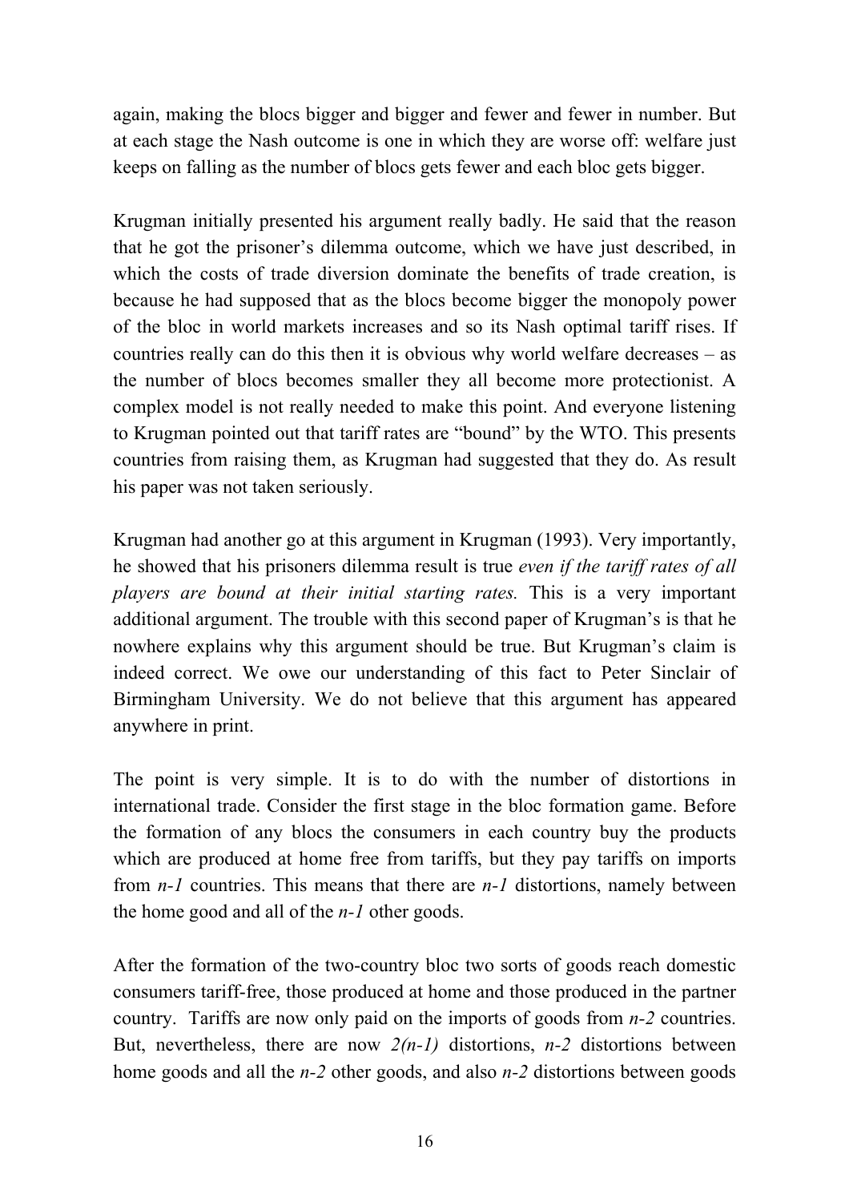again, making the blocs bigger and bigger and fewer and fewer in number. But at each stage the Nash outcome is one in which they are worse off: welfare just keeps on falling as the number of blocs gets fewer and each bloc gets bigger.

Krugman initially presented his argument really badly. He said that the reason that he got the prisoner's dilemma outcome, which we have just described, in which the costs of trade diversion dominate the benefits of trade creation, is because he had supposed that as the blocs become bigger the monopoly power of the bloc in world markets increases and so its Nash optimal tariff rises. If countries really can do this then it is obvious why world welfare decreases – as the number of blocs becomes smaller they all become more protectionist. A complex model is not really needed to make this point. And everyone listening to Krugman pointed out that tariff rates are "bound" by the WTO. This presents countries from raising them, as Krugman had suggested that they do. As result his paper was not taken seriously.

Krugman had another go at this argument in Krugman (1993). Very importantly, he showed that his prisoners dilemma result is true *even if the tariff rates of all players are bound at their initial starting rates.* This is a very important additional argument. The trouble with this second paper of Krugman's is that he nowhere explains why this argument should be true. But Krugman's claim is indeed correct. We owe our understanding of this fact to Peter Sinclair of Birmingham University. We do not believe that this argument has appeared anywhere in print.

The point is very simple. It is to do with the number of distortions in international trade. Consider the first stage in the bloc formation game. Before the formation of any blocs the consumers in each country buy the products which are produced at home free from tariffs, but they pay tariffs on imports from $n-1$ countries. This means that there are $n-1$ distortions, namely between the home good and all of the $n-1$ other goods.

After the formation of the two-country bloc two sorts of goods reach domestic consumers tariff-free, those produced at home and those produced in the partner country. Tariffs are now only paid on the imports of goods from $n-2$ countries. But, nevertheless, there are now $2(n-1)$ distortions, $n-2$ distortions between home goods and all the $n-2$ other goods, and also $n-2$ distortions between goods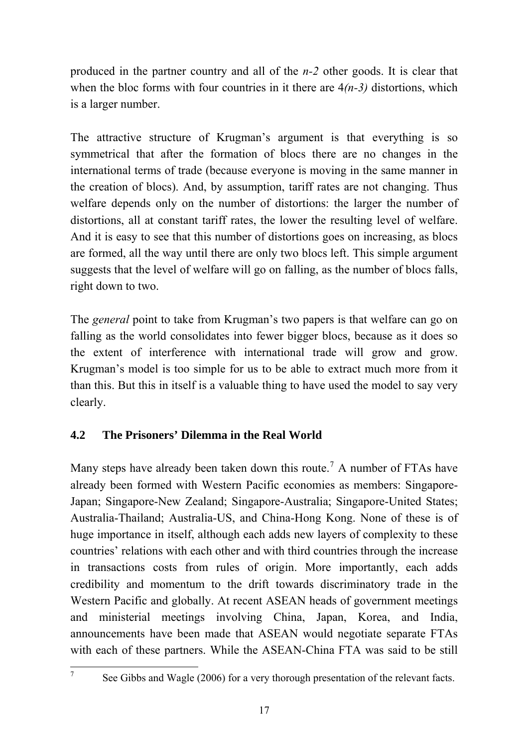produced in the partner country and all of the $n-2$ other goods. It is clear that when the bloc forms with four countries in it there are $4(n-3)$ distortions, which is a larger number.

The attractive structure of Krugman's argument is that everything is so symmetrical that after the formation of blocs there are no changes in the international terms of trade (because everyone is moving in the same manner in the creation of blocs). And, by assumption, tariff rates are not changing. Thus welfare depends only on the number of distortions: the larger the number of distortions, all at constant tariff rates, the lower the resulting level of welfare. And it is easy to see that this number of distortions goes on increasing, as blocs are formed, all the way until there are only two blocs left. This simple argument suggests that the level of welfare will go on falling, as the number of blocs falls, right down to two.

The *general* point to take from Krugman's two papers is that welfare can go on falling as the world consolidates into fewer bigger blocs, because as it does so the extent of interference with international trade will grow and grow. Krugman's model is too simple for us to be able to extract much more from it than this. But this in itself is a valuable thing to have used the model to say very clearly.

### 4.2 The Prisoners' Dilemma in the Real World

Many steps have already been taken down this route.[7] A number of FTAs have already been formed with Western Pacific economies as members: Singapore-Japan; Singapore-New Zealand; Singapore-Australia; Singapore-United States; Australia-Thailand; Australia-US, and China-Hong Kong. None of these is of huge importance in itself, although each adds new layers of complexity to these countries' relations with each other and with third countries through the increase in transactions costs from rules of origin. More importantly, each adds credibility and momentum to the drift towards discriminatory trade in the Western Pacific and globally. At recent ASEAN heads of government meetings and ministerial meetings involving China, Japan, Korea, and India, announcements have been made that ASEAN would negotiate separate FTAs with each of these partners. While the ASEAN-China FTA was said to be still

[7] See Gibbs and Wagle (2006) for a very thorough presentation of the relevant facts.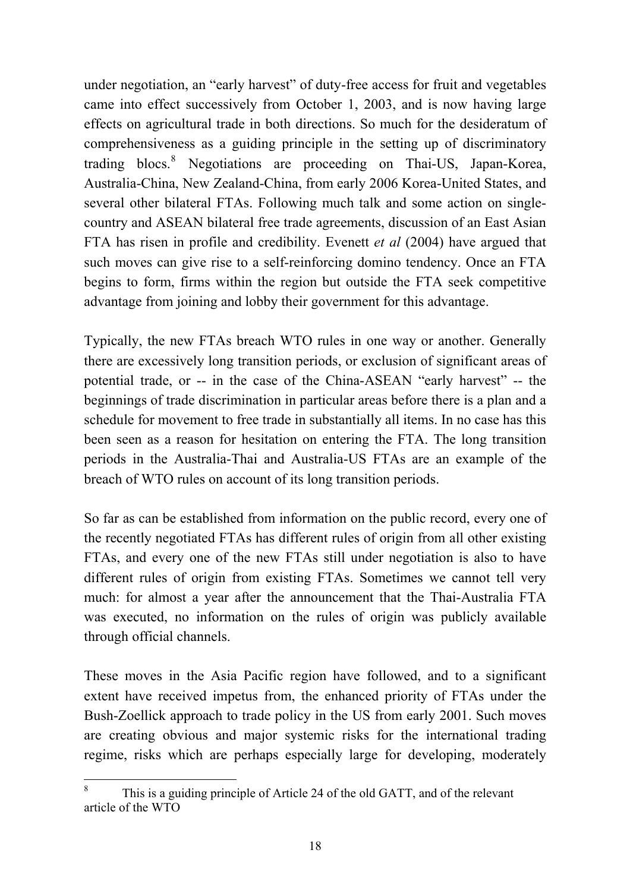under negotiation, an "early harvest" of duty-free access for fruit and vegetables came into effect successively from October 1, 2003, and is now having large effects on agricultural trade in both directions. So much for the desideratum of comprehensiveness as a guiding principle in the setting up of discriminatory trading blocs.[8] Negotiations are proceeding on Thai-US, Japan-Korea, Australia-China, New Zealand-China, from early 2006 Korea-United States, and several other bilateral FTAs. Following much talk and some action on single-country and ASEAN bilateral free trade agreements, discussion of an East Asian FTA has risen in profile and credibility. Evenett *et al* (2004) have argued that such moves can give rise to a self-reinforcing domino tendency. Once an FTA begins to form, firms within the region but outside the FTA seek competitive advantage from joining and lobby their government for this advantage.

Typically, the new FTAs breach WTO rules in one way or another. Generally there are excessively long transition periods, or exclusion of significant areas of potential trade, or -- in the case of the China-ASEAN "early harvest" -- the beginnings of trade discrimination in particular areas before there is a plan and a schedule for movement to free trade in substantially all items. In no case has this been seen as a reason for hesitation on entering the FTA. The long transition periods in the Australia-Thai and Australia-US FTAs are an example of the breach of WTO rules on account of its long transition periods.

So far as can be established from information on the public record, every one of the recently negotiated FTAs has different rules of origin from all other existing FTAs, and every one of the new FTAs still under negotiation is also to have different rules of origin from existing FTAs. Sometimes we cannot tell very much: for almost a year after the announcement that the Thai-Australia FTA was executed, no information on the rules of origin was publicly available through official channels.

These moves in the Asia Pacific region have followed, and to a significant extent have received impetus from, the enhanced priority of FTAs under the Bush-Zoellick approach to trade policy in the US from early 2001. Such moves are creating obvious and major systemic risks for the international trading regime, risks which are perhaps especially large for developing, moderately

[8] This is a guiding principle of Article 24 of the old GATT, and of the relevant article of the WTO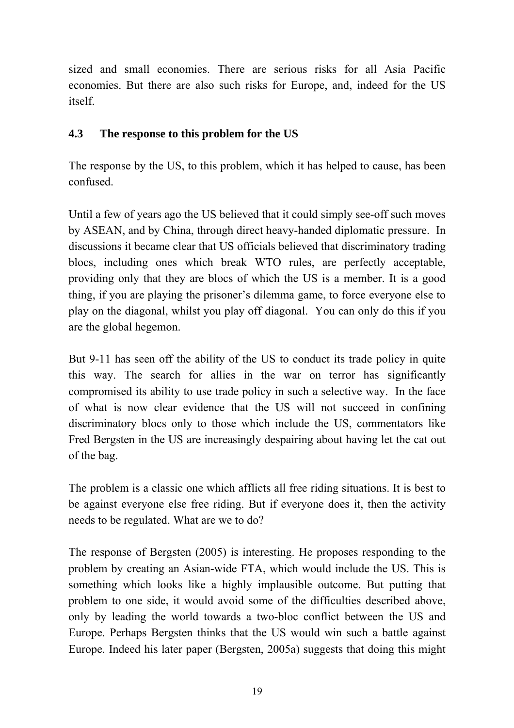sized and small economies. There are serious risks for all Asia Pacific economies. But there are also such risks for Europe, and, indeed for the US itself.

### 4.3 The response to this problem for the US

The response by the US, to this problem, which it has helped to cause, has been confused.

Until a few of years ago the US believed that it could simply see-off such moves by ASEAN, and by China, through direct heavy-handed diplomatic pressure. In discussions it became clear that US officials believed that discriminatory trading blocs, including ones which break WTO rules, are perfectly acceptable, providing only that they are blocs of which the US is a member. It is a good thing, if you are playing the prisoner's dilemma game, to force everyone else to play on the diagonal, whilst you play off diagonal. You can only do this if you are the global hegemon.

But 9-11 has seen off the ability of the US to conduct its trade policy in quite this way. The search for allies in the war on terror has significantly compromised its ability to use trade policy in such a selective way. In the face of what is now clear evidence that the US will not succeed in confining discriminatory blocs only to those which include the US, commentators like Fred Bergsten in the US are increasingly despairing about having let the cat out of the bag.

The problem is a classic one which afflicts all free riding situations. It is best to be against everyone else free riding. But if everyone does it, then the activity needs to be regulated. What are we to do?

The response of Bergsten (2005) is interesting. He proposes responding to the problem by creating an Asian-wide FTA, which would include the US. This is something which looks like a highly implausible outcome. But putting that problem to one side, it would avoid some of the difficulties described above, only by leading the world towards a two-bloc conflict between the US and Europe. Perhaps Bergsten thinks that the US would win such a battle against Europe. Indeed his later paper (Bergsten, 2005a) suggests that doing this might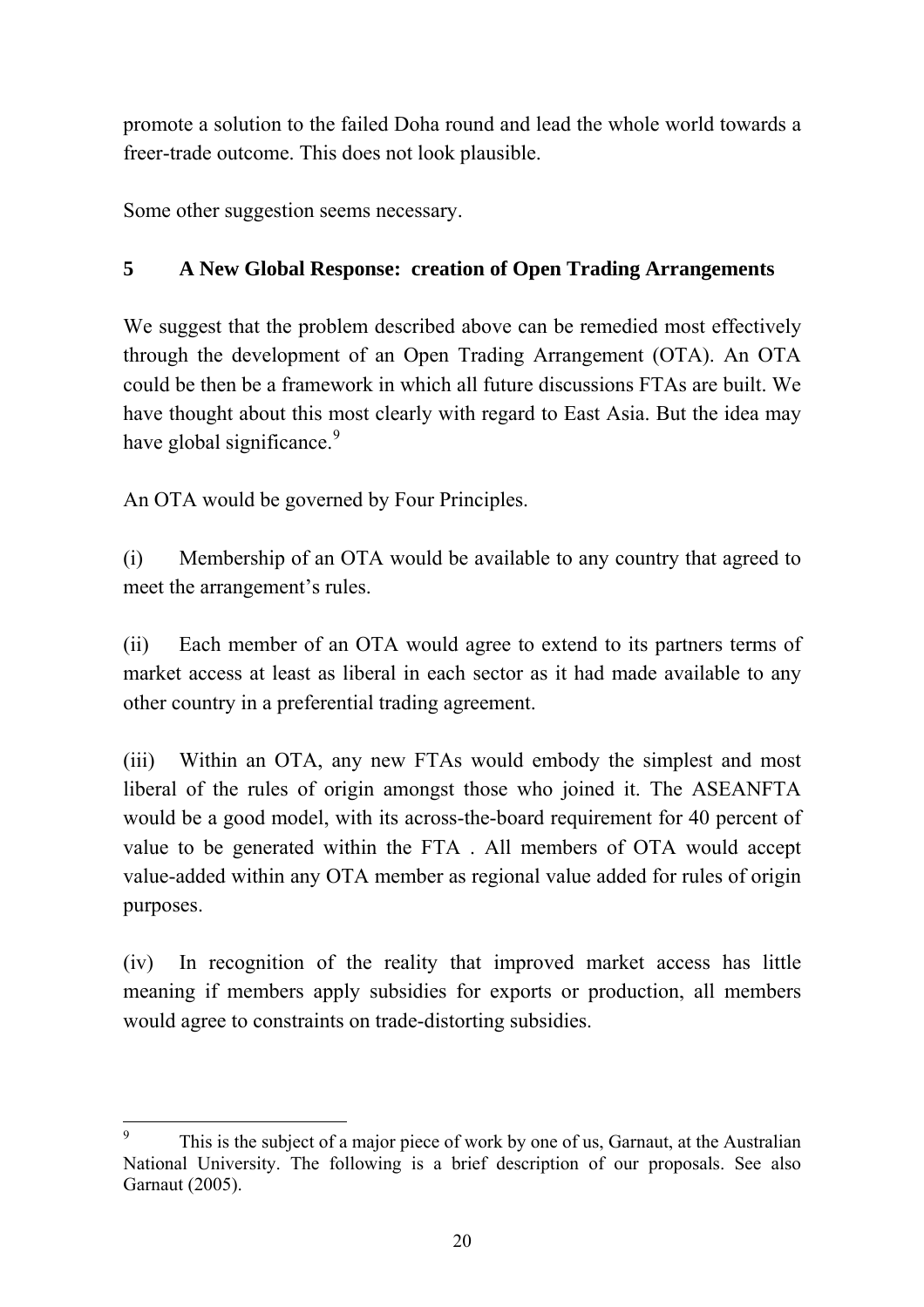promote a solution to the failed Doha round and lead the whole world towards a freer-trade outcome. This does not look plausible.

Some other suggestion seems necessary.

## 5 A New Global Response: creation of Open Trading Arrangements

We suggest that the problem described above can be remedied most effectively through the development of an Open Trading Arrangement (OTA). An OTA could be then be a framework in which all future discussions FTAs are built. We have thought about this most clearly with regard to East Asia. But the idea may have global significance.[9]

An OTA would be governed by Four Principles.

(i) Membership of an OTA would be available to any country that agreed to meet the arrangement's rules.

(ii) Each member of an OTA would agree to extend to its partners terms of market access at least as liberal in each sector as it had made available to any other country in a preferential trading agreement.

(iii) Within an OTA, any new FTAs would embody the simplest and most liberal of the rules of origin amongst those who joined it. The ASEANFTA would be a good model, with its across-the-board requirement for 40 percent of value to be generated within the FTA . All members of OTA would accept value-added within any OTA member as regional value added for rules of origin purposes.

(iv) In recognition of the reality that improved market access has little meaning if members apply subsidies for exports or production, all members would agree to constraints on trade-distorting subsidies.

---

[9] This is the subject of a major piece of work by one of us, Garnaut, at the Australian National University. The following is a brief description of our proposals. See also Garnaut (2005).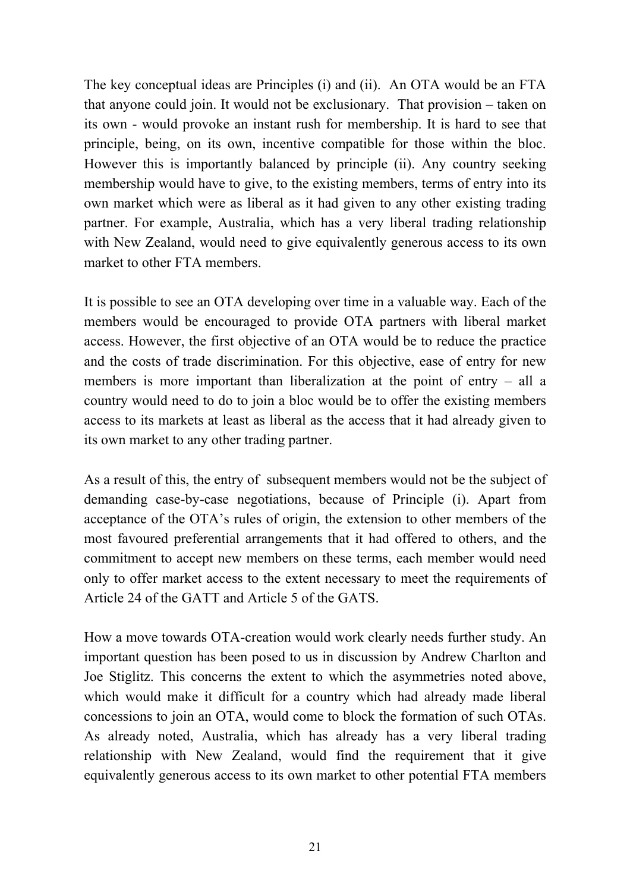The key conceptual ideas are Principles (i) and (ii). An OTA would be an FTA that anyone could join. It would not be exclusionary. That provision – taken on its own - would provoke an instant rush for membership. It is hard to see that principle, being, on its own, incentive compatible for those within the bloc. However this is importantly balanced by principle (ii). Any country seeking membership would have to give, to the existing members, terms of entry into its own market which were as liberal as it had given to any other existing trading partner. For example, Australia, which has a very liberal trading relationship with New Zealand, would need to give equivalently generous access to its own market to other FTA members.

It is possible to see an OTA developing over time in a valuable way. Each of the members would be encouraged to provide OTA partners with liberal market access. However, the first objective of an OTA would be to reduce the practice and the costs of trade discrimination. For this objective, ease of entry for new members is more important than liberalization at the point of entry – all a country would need to do to join a bloc would be to offer the existing members access to its markets at least as liberal as the access that it had already given to its own market to any other trading partner.

As a result of this, the entry of subsequent members would not be the subject of demanding case-by-case negotiations, because of Principle (i). Apart from acceptance of the OTA's rules of origin, the extension to other members of the most favoured preferential arrangements that it had offered to others, and the commitment to accept new members on these terms, each member would need only to offer market access to the extent necessary to meet the requirements of Article 24 of the GATT and Article 5 of the GATS.

How a move towards OTA-creation would work clearly needs further study. An important question has been posed to us in discussion by Andrew Charlton and Joe Stiglitz. This concerns the extent to which the asymmetries noted above, which would make it difficult for a country which had already made liberal concessions to join an OTA, would come to block the formation of such OTAs. As already noted, Australia, which has already has a very liberal trading relationship with New Zealand, would find the requirement that it give equivalently generous access to its own market to other potential FTA members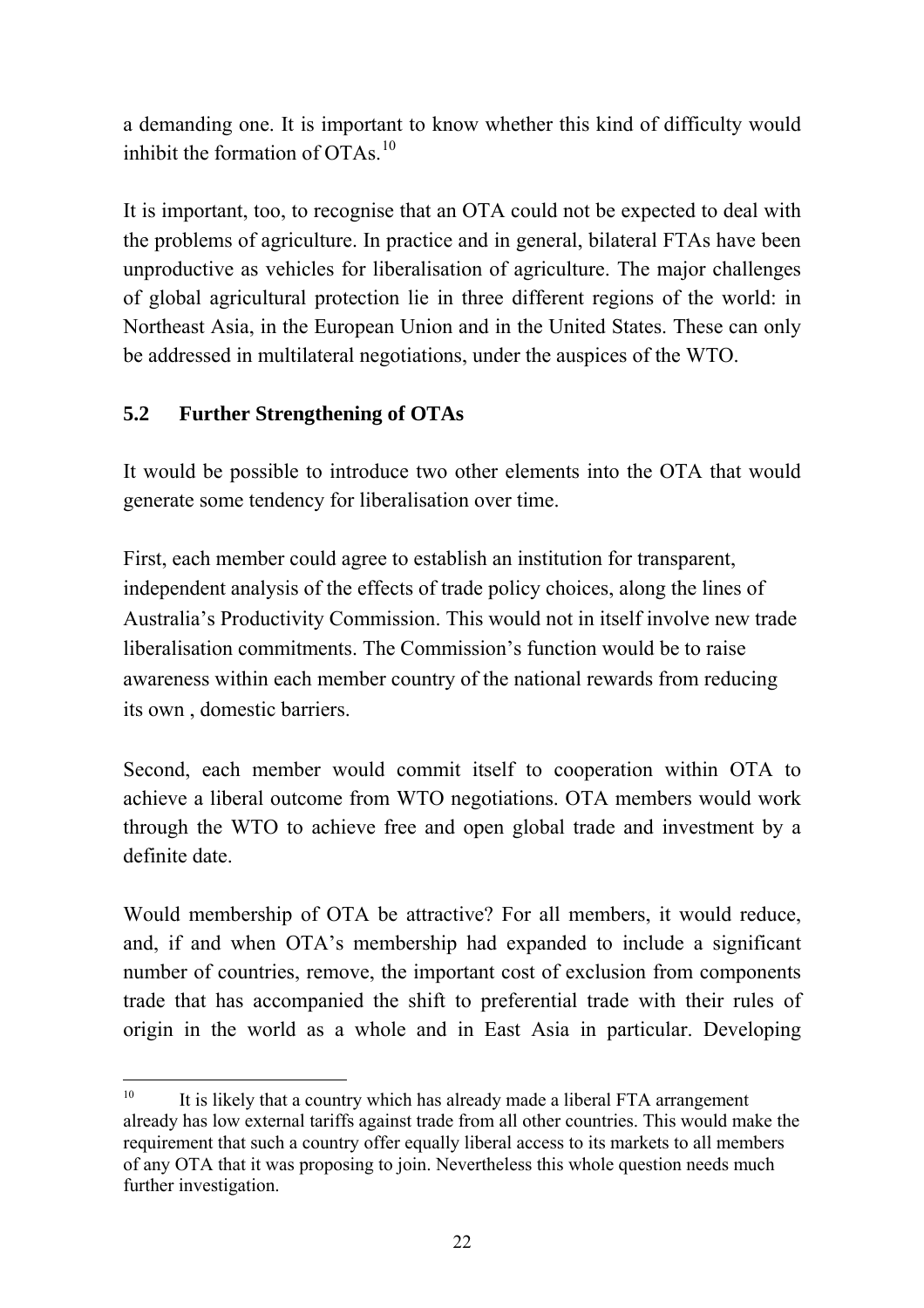a demanding one. It is important to know whether this kind of difficulty would inhibit the formation of OTAs.[10]

It is important, too, to recognise that an OTA could not be expected to deal with the problems of agriculture. In practice and in general, bilateral FTAs have been unproductive as vehicles for liberalisation of agriculture. The major challenges of global agricultural protection lie in three different regions of the world: in Northeast Asia, in the European Union and in the United States. These can only be addressed in multilateral negotiations, under the auspices of the WTO.

### 5.2 Further Strengthening of OTAs

It would be possible to introduce two other elements into the OTA that would generate some tendency for liberalisation over time.

First, each member could agree to establish an institution for transparent, independent analysis of the effects of trade policy choices, along the lines of Australia's Productivity Commission. This would not in itself involve new trade liberalisation commitments. The Commission's function would be to raise awareness within each member country of the national rewards from reducing its own , domestic barriers.

Second, each member would commit itself to cooperation within OTA to achieve a liberal outcome from WTO negotiations. OTA members would work through the WTO to achieve free and open global trade and investment by a definite date.

Would membership of OTA be attractive? For all members, it would reduce, and, if and when OTA's membership had expanded to include a significant number of countries, remove, the important cost of exclusion from components trade that has accompanied the shift to preferential trade with their rules of origin in the world as a whole and in East Asia in particular. Developing

---

[10] It is likely that a country which has already made a liberal FTA arrangement already has low external tariffs against trade from all other countries. This would make the requirement that such a country offer equally liberal access to its markets to all members of any OTA that it was proposing to join. Nevertheless this whole question needs much further investigation.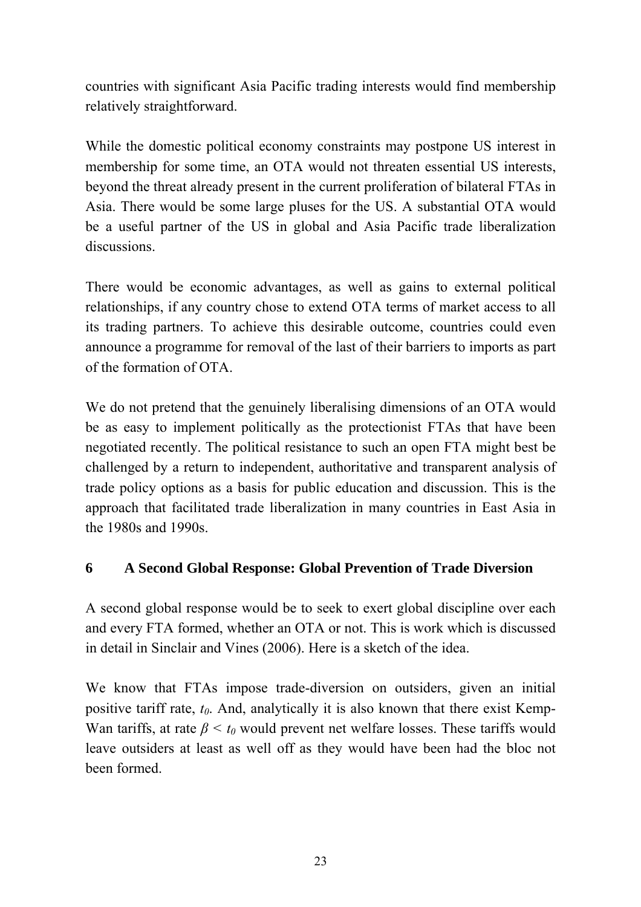countries with significant Asia Pacific trading interests would find membership relatively straightforward.

While the domestic political economy constraints may postpone US interest in membership for some time, an OTA would not threaten essential US interests, beyond the threat already present in the current proliferation of bilateral FTAs in Asia. There would be some large pluses for the US. A substantial OTA would be a useful partner of the US in global and Asia Pacific trade liberalization discussions.

There would be economic advantages, as well as gains to external political relationships, if any country chose to extend OTA terms of market access to all its trading partners. To achieve this desirable outcome, countries could even announce a programme for removal of the last of their barriers to imports as part of the formation of OTA.

We do not pretend that the genuinely liberalising dimensions of an OTA would be as easy to implement politically as the protectionist FTAs that have been negotiated recently. The political resistance to such an open FTA might best be challenged by a return to independent, authoritative and transparent analysis of trade policy options as a basis for public education and discussion. This is the approach that facilitated trade liberalization in many countries in East Asia in the 1980s and 1990s.

## 6 A Second Global Response: Global Prevention of Trade Diversion

A second global response would be to seek to exert global discipline over each and every FTA formed, whether an OTA or not. This is work which is discussed in detail in Sinclair and Vines (2006). Here is a sketch of the idea.

We know that FTAs impose trade-diversion on outsiders, given an initial positive tariff rate, $t_0$. And, analytically it is also known that there exist Kemp-Wan tariffs, at rate $\beta < t_0$ would prevent net welfare losses. These tariffs would leave outsiders at least as well off as they would have been had the bloc not been formed.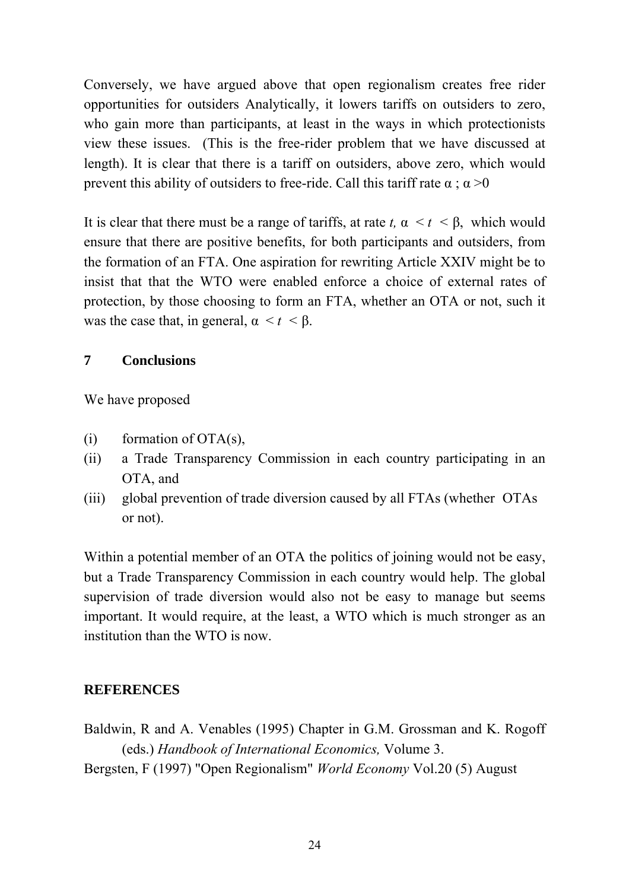Conversely, we have argued above that open regionalism creates free rider opportunities for outsiders Analytically, it lowers tariffs on outsiders to zero, who gain more than participants, at least in the ways in which protectionists view these issues. (This is the free-rider problem that we have discussed at length). It is clear that there is a tariff on outsiders, above zero, which would prevent this ability of outsiders to free-ride. Call this tariff rate $\alpha$ ; $\alpha > 0$

It is clear that there must be a range of tariffs, at rate $t$, $\alpha < t < \beta$, which would ensure that there are positive benefits, for both participants and outsiders, from the formation of an FTA. One aspiration for rewriting Article XXIV might be to insist that that the WTO were enabled enforce a choice of external rates of protection, by those choosing to form an FTA, whether an OTA or not, such it was the case that, in general, $\alpha < t < \beta$.

## 7 Conclusions

We have proposed

(i) formation of OTA(s),
(ii) a Trade Transparency Commission in each country participating in an OTA, and
(iii) global prevention of trade diversion caused by all FTAs (whether OTAs or not).

Within a potential member of an OTA the politics of joining would not be easy, but a Trade Transparency Commission in each country would help. The global supervision of trade diversion would also not be easy to manage but seems important. It would require, at the least, a WTO which is much stronger as an institution than the WTO is now.

## REFERENCES

Baldwin, R and A. Venables (1995) Chapter in G.M. Grossman and K. Rogoff (eds.) *Handbook of International Economics,* Volume 3.

Bergsten, F (1997) "Open Regionalism" *World Economy* Vol.20 (5) August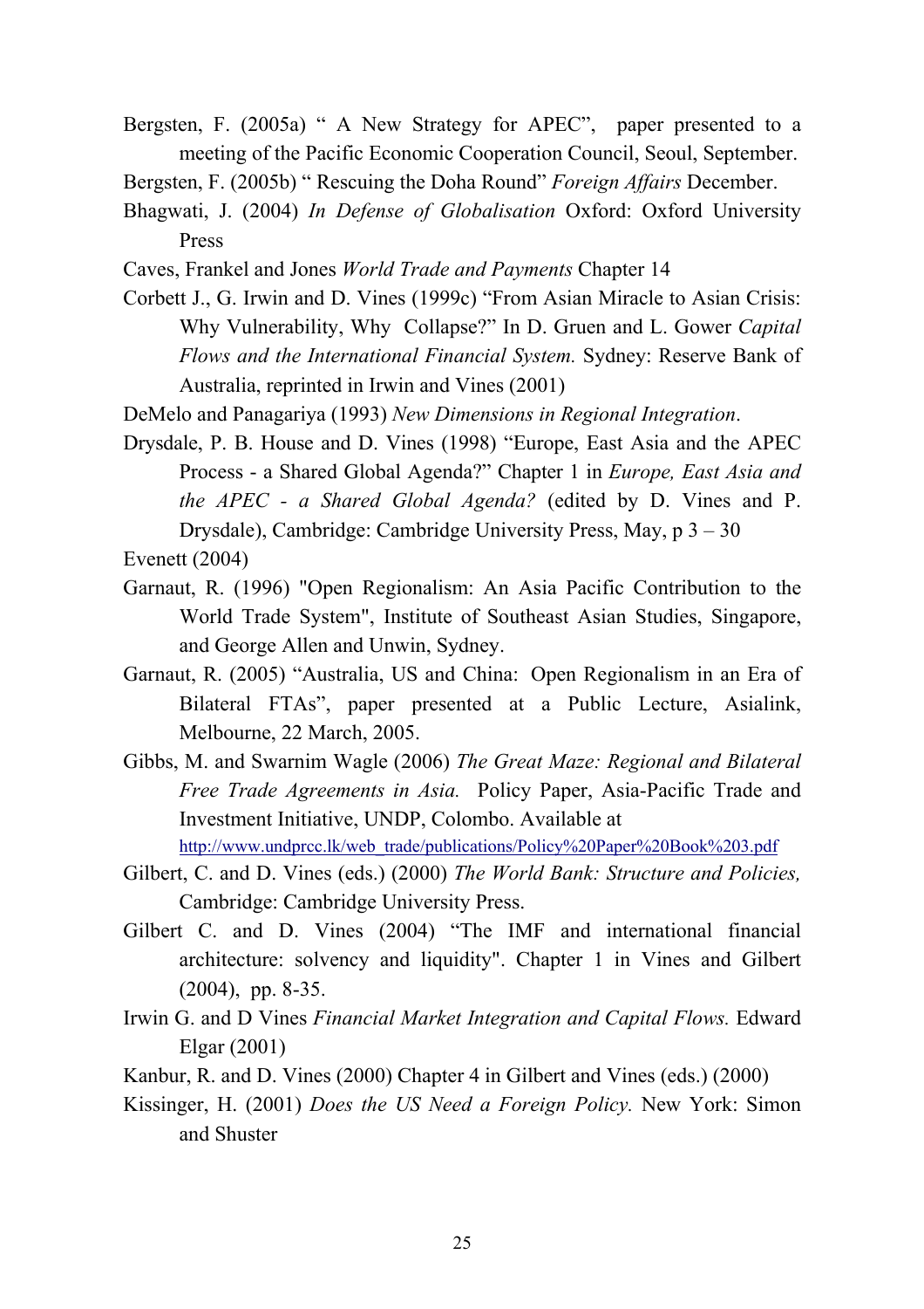Bergsten, F. (2005a) " A New Strategy for APEC", paper presented to a meeting of the Pacific Economic Cooperation Council, Seoul, September.

Bergsten, F. (2005b) " Rescuing the Doha Round" *Foreign Affairs* December.

Bhagwati, J. (2004) *In Defense of Globalisation* Oxford: Oxford University Press

Caves, Frankel and Jones *World Trade and Payments* Chapter 14

Corbett J., G. Irwin and D. Vines (1999c) "From Asian Miracle to Asian Crisis: Why Vulnerability, Why Collapse?" In D. Gruen and L. Gower *Capital Flows and the International Financial System.* Sydney: Reserve Bank of Australia, reprinted in Irwin and Vines (2001)

DeMelo and Panagariya (1993) *New Dimensions in Regional Integration*.

Drysdale, P. B. House and D. Vines (1998) "Europe, East Asia and the APEC Process - a Shared Global Agenda?" Chapter 1 in *Europe, East Asia and the APEC - a Shared Global Agenda?* (edited by D. Vines and P. Drysdale), Cambridge: Cambridge University Press, May, p 3 – 30

Evenett (2004)

Garnaut, R. (1996) "Open Regionalism: An Asia Pacific Contribution to the World Trade System", Institute of Southeast Asian Studies, Singapore, and George Allen and Unwin, Sydney.

Garnaut, R. (2005) "Australia, US and China: Open Regionalism in an Era of Bilateral FTAs", paper presented at a Public Lecture, Asialink, Melbourne, 22 March, 2005.

Gibbs, M. and Swarnim Wagle (2006) *The Great Maze: Regional and Bilateral Free Trade Agreements in Asia.* Policy Paper, Asia-Pacific Trade and Investment Initiative, UNDP, Colombo. Available at http://www.undprcc.lk/web_trade/publications/Policy%20Paper%20Book%203.pdf

Gilbert, C. and D. Vines (eds.) (2000) *The World Bank: Structure and Policies,* Cambridge: Cambridge University Press.

Gilbert C. and D. Vines (2004) "The IMF and international financial architecture: solvency and liquidity". Chapter 1 in Vines and Gilbert (2004), pp. 8-35.

Irwin G. and D Vines *Financial Market Integration and Capital Flows.* Edward Elgar (2001)

Kanbur, R. and D. Vines (2000) Chapter 4 in Gilbert and Vines (eds.) (2000)

Kissinger, H. (2001) *Does the US Need a Foreign Policy.* New York: Simon and Shuster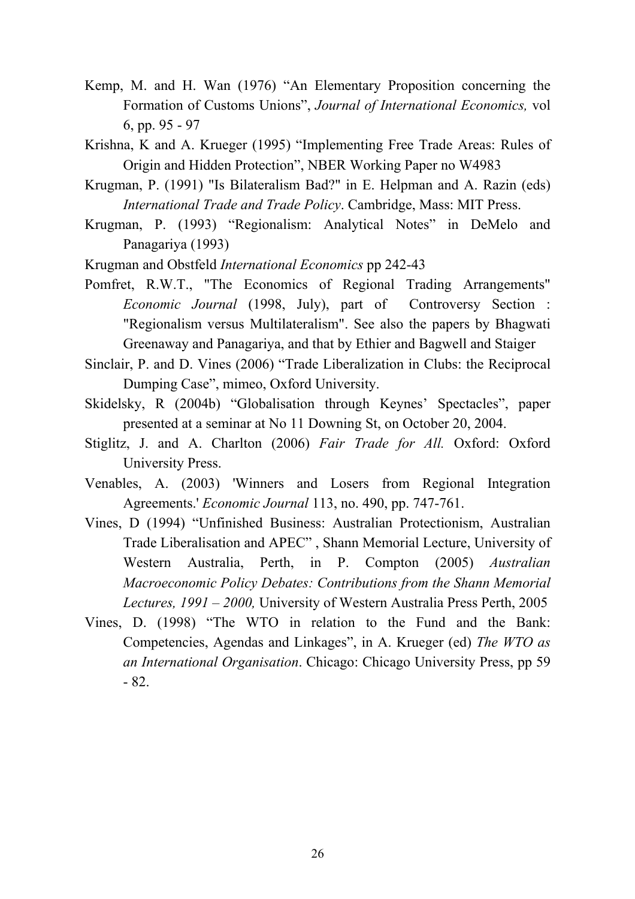Kemp, M. and H. Wan (1976) "An Elementary Proposition concerning the Formation of Customs Unions", *Journal of International Economics,* vol 6, pp. 95 - 97

Krishna, K and A. Krueger (1995) "Implementing Free Trade Areas: Rules of Origin and Hidden Protection", NBER Working Paper no W4983

Krugman, P. (1991) "Is Bilateralism Bad?" in E. Helpman and A. Razin (eds) *International Trade and Trade Policy*. Cambridge, Mass: MIT Press.

Krugman, P. (1993) "Regionalism: Analytical Notes" in DeMelo and Panagariya (1993)

Krugman and Obstfeld *International Economics* pp 242-43

Pomfret, R.W.T., "The Economics of Regional Trading Arrangements" *Economic Journal* (1998, July), part of Controversy Section : "Regionalism versus Multilateralism". See also the papers by Bhagwati Greenaway and Panagariya, and that by Ethier and Bagwell and Staiger

Sinclair, P. and D. Vines (2006) "Trade Liberalization in Clubs: the Reciprocal Dumping Case", mimeo, Oxford University.

Skidelsky, R (2004b) "Globalisation through Keynes' Spectacles", paper presented at a seminar at No 11 Downing St, on October 20, 2004.

Stiglitz, J. and A. Charlton (2006) *Fair Trade for All.* Oxford: Oxford University Press.

Venables, A. (2003) 'Winners and Losers from Regional Integration Agreements.' *Economic Journal* 113, no. 490, pp. 747-761.

Vines, D (1994) "Unfinished Business: Australian Protectionism, Australian Trade Liberalisation and APEC" , Shann Memorial Lecture, University of Western Australia, Perth, in P. Compton (2005) *Australian Macroeconomic Policy Debates: Contributions from the Shann Memorial Lectures, 1991 – 2000,* University of Western Australia Press Perth, 2005

Vines, D. (1998) "The WTO in relation to the Fund and the Bank: Competencies, Agendas and Linkages", in A. Krueger (ed) *The WTO as an International Organisation*. Chicago: Chicago University Press, pp 59 - 82.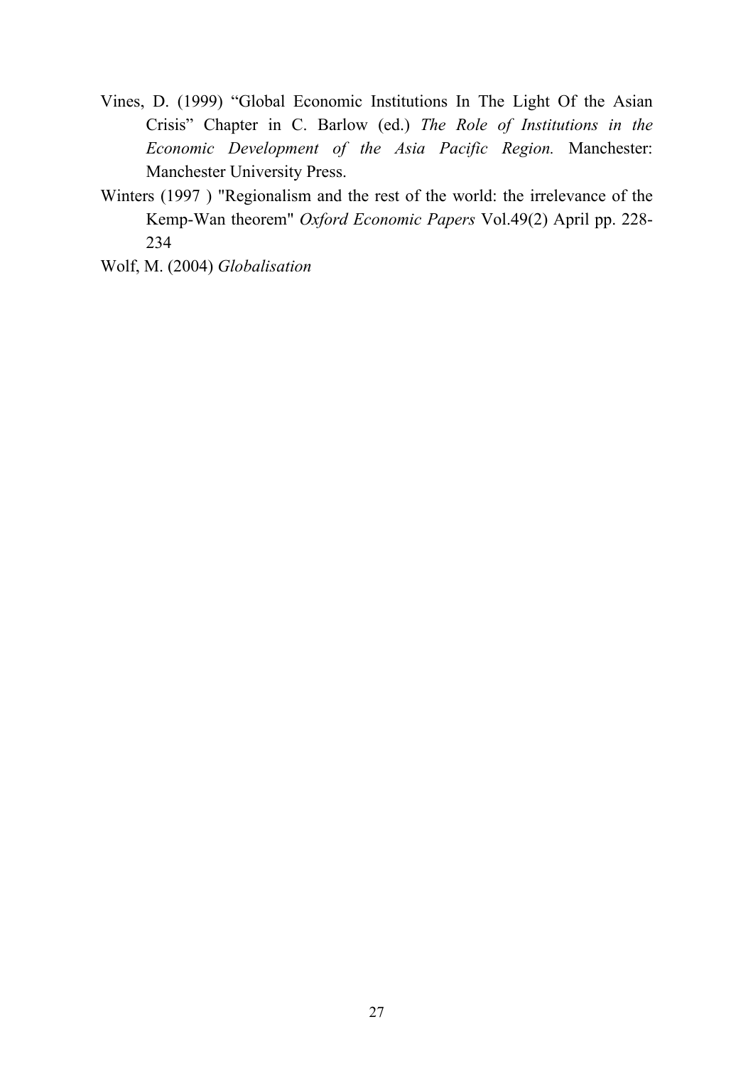Vines, D. (1999) “Global Economic Institutions In The Light Of the Asian Crisis” Chapter in C. Barlow (ed.) *The Role of Institutions in the Economic Development of the Asia Pacific Region.* Manchester: Manchester University Press.

Winters (1997 ) "Regionalism and the rest of the world: the irrelevance of the Kemp-Wan theorem" *Oxford Economic Papers* Vol.49(2) April pp. 228-234

Wolf, M. (2004) *Globalisation*